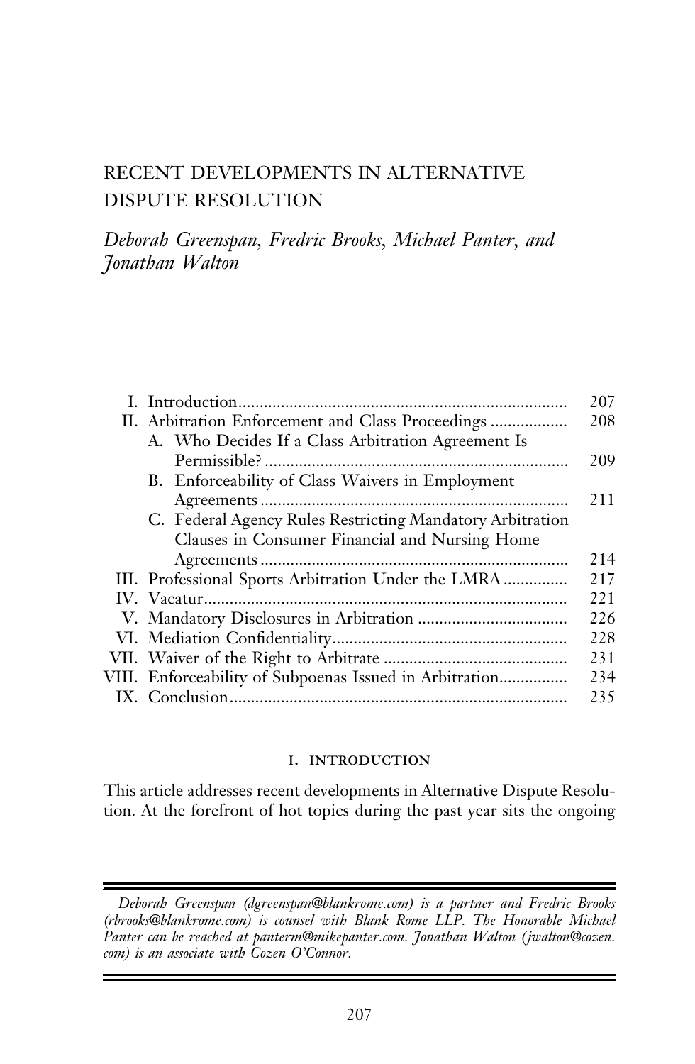# RECENT DEVELOPMENTS IN ALTERNATIVE DISPUTE RESOLUTION

*Deborah Greenspan, Fredric Brooks, Michael Panter, and Jonathan Walton*

| | | |
|---|---|---|
| I. | Introduction | 207 |
| II. | Arbitration Enforcement and Class Proceedings | 208 |
| | A. Who Decides If a Class Arbitration Agreement Is Permissible? | 209 |
| | B. Enforceability of Class Waivers in Employment Agreements | 211 |
| | C. Federal Agency Rules Restricting Mandatory Arbitration Clauses in Consumer Financial and Nursing Home Agreements | 214 |
| III. | Professional Sports Arbitration Under the LMRA | 217 |
| IV. | Vacatur | 221 |
| V. | Mandatory Disclosures in Arbitration | 226 |
| VI. | Mediation Confidentiality | 228 |
| VII. | Waiver of the Right to Arbitrate | 231 |
| VIII. | Enforceability of Subpoenas Issued in Arbitration | 234 |
| IX. | Conclusion | 235 |

## I. INTRODUCTION

This article addresses recent developments in Alternative Dispute Resolution. At the forefront of hot topics during the past year sits the ongoing

---

*Deborah Greenspan (dgreenspan@blankrome.com) is a partner and Fredric Brooks (rbrooks@blankrome.com) is counsel with Blank Rome LLP. The Honorable Michael Panter can be reached at panterm@mikepanter.com. Jonathan Walton (jwalton@cozen.com) is an associate with Cozen O'Connor.*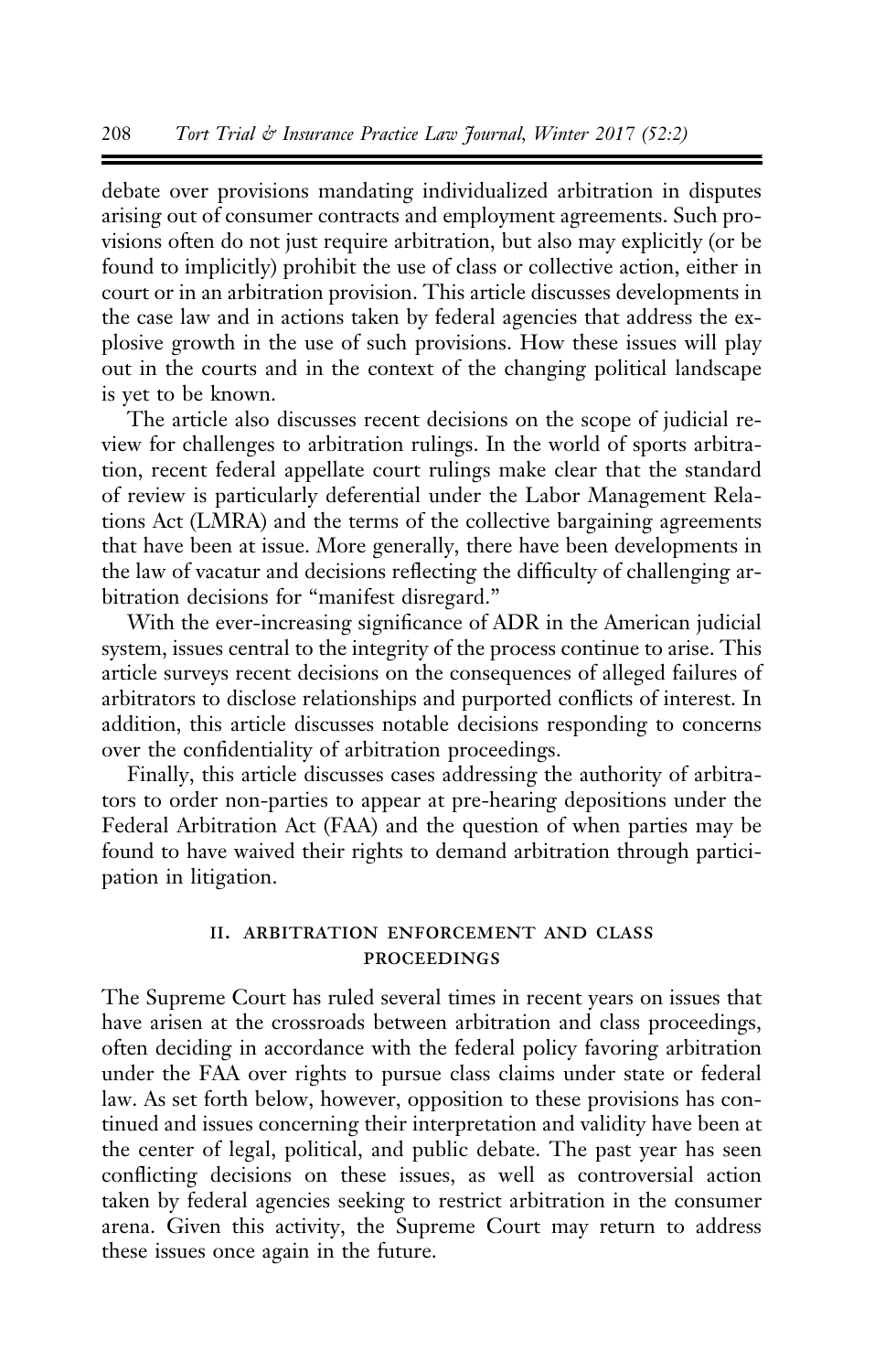debate over provisions mandating individualized arbitration in disputes arising out of consumer contracts and employment agreements. Such provisions often do not just require arbitration, but also may explicitly (or be found to implicitly) prohibit the use of class or collective action, either in court or in an arbitration provision. This article discusses developments in the case law and in actions taken by federal agencies that address the explosive growth in the use of such provisions. How these issues will play out in the courts and in the context of the changing political landscape is yet to be known.

The article also discusses recent decisions on the scope of judicial review for challenges to arbitration rulings. In the world of sports arbitration, recent federal appellate court rulings make clear that the standard of review is particularly deferential under the Labor Management Relations Act (LMRA) and the terms of the collective bargaining agreements that have been at issue. More generally, there have been developments in the law of vacatur and decisions reflecting the difficulty of challenging arbitration decisions for "manifest disregard."

With the ever-increasing significance of ADR in the American judicial system, issues central to the integrity of the process continue to arise. This article surveys recent decisions on the consequences of alleged failures of arbitrators to disclose relationships and purported conflicts of interest. In addition, this article discusses notable decisions responding to concerns over the confidentiality of arbitration proceedings.

Finally, this article discusses cases addressing the authority of arbitrators to order non-parties to appear at pre-hearing depositions under the Federal Arbitration Act (FAA) and the question of when parties may be found to have waived their rights to demand arbitration through participation in litigation.

## II. Arbitration Enforcement and Class Proceedings

The Supreme Court has ruled several times in recent years on issues that have arisen at the crossroads between arbitration and class proceedings, often deciding in accordance with the federal policy favoring arbitration under the FAA over rights to pursue class claims under state or federal law. As set forth below, however, opposition to these provisions has continued and issues concerning their interpretation and validity have been at the center of legal, political, and public debate. The past year has seen conflicting decisions on these issues, as well as controversial action taken by federal agencies seeking to restrict arbitration in the consumer arena. Given this activity, the Supreme Court may return to address these issues once again in the future.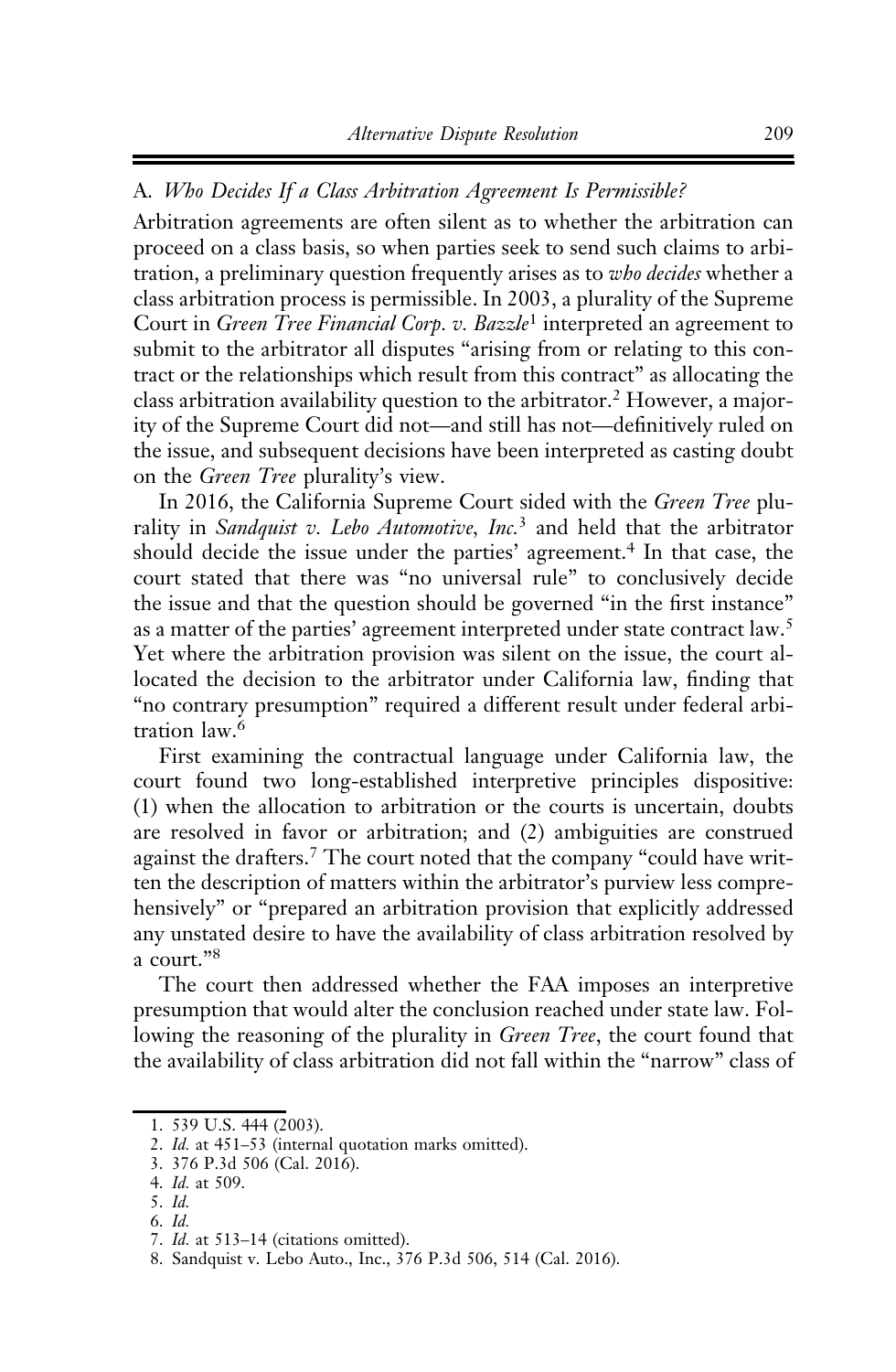### A. *Who Decides If a Class Arbitration Agreement Is Permissible?*

Arbitration agreements are often silent as to whether the arbitration can proceed on a class basis, so when parties seek to send such claims to arbitration, a preliminary question frequently arises as to *who decides* whether a class arbitration process is permissible. In 2003, a plurality of the Supreme Court in *Green Tree Financial Corp. v. Bazzle*[1] interpreted an agreement to submit to the arbitrator all disputes "arising from or relating to this contract or the relationships which result from this contract" as allocating the class arbitration availability question to the arbitrator.[2] However, a majority of the Supreme Court did not—and still has not—definitively ruled on the issue, and subsequent decisions have been interpreted as casting doubt on the *Green Tree* plurality's view.

In 2016, the California Supreme Court sided with the *Green Tree* plurality in *Sandquist v. Lebo Automotive, Inc.*[3] and held that the arbitrator should decide the issue under the parties' agreement.[4] In that case, the court stated that there was "no universal rule" to conclusively decide the issue and that the question should be governed "in the first instance" as a matter of the parties' agreement interpreted under state contract law.[5] Yet where the arbitration provision was silent on the issue, the court allocated the decision to the arbitrator under California law, finding that "no contrary presumption" required a different result under federal arbitration law.[6]

First examining the contractual language under California law, the court found two long-established interpretive principles dispositive: (1) when the allocation to arbitration or the courts is uncertain, doubts are resolved in favor or arbitration; and (2) ambiguities are construed against the drafters.[7] The court noted that the company "could have written the description of matters within the arbitrator's purview less comprehensively" or "prepared an arbitration provision that explicitly addressed any unstated desire to have the availability of class arbitration resolved by a court."[8]

The court then addressed whether the FAA imposes an interpretive presumption that would alter the conclusion reached under state law. Following the reasoning of the plurality in *Green Tree*, the court found that the availability of class arbitration did not fall within the "narrow" class of

---

1. 539 U.S. 444 (2003).
2. *Id.* at 451–53 (internal quotation marks omitted).
3. 376 P.3d 506 (Cal. 2016).
4. *Id.* at 509.
5. *Id.*
6. *Id.*
7. *Id.* at 513–14 (citations omitted).
8. Sandquist v. Lebo Auto., Inc., 376 P.3d 506, 514 (Cal. 2016).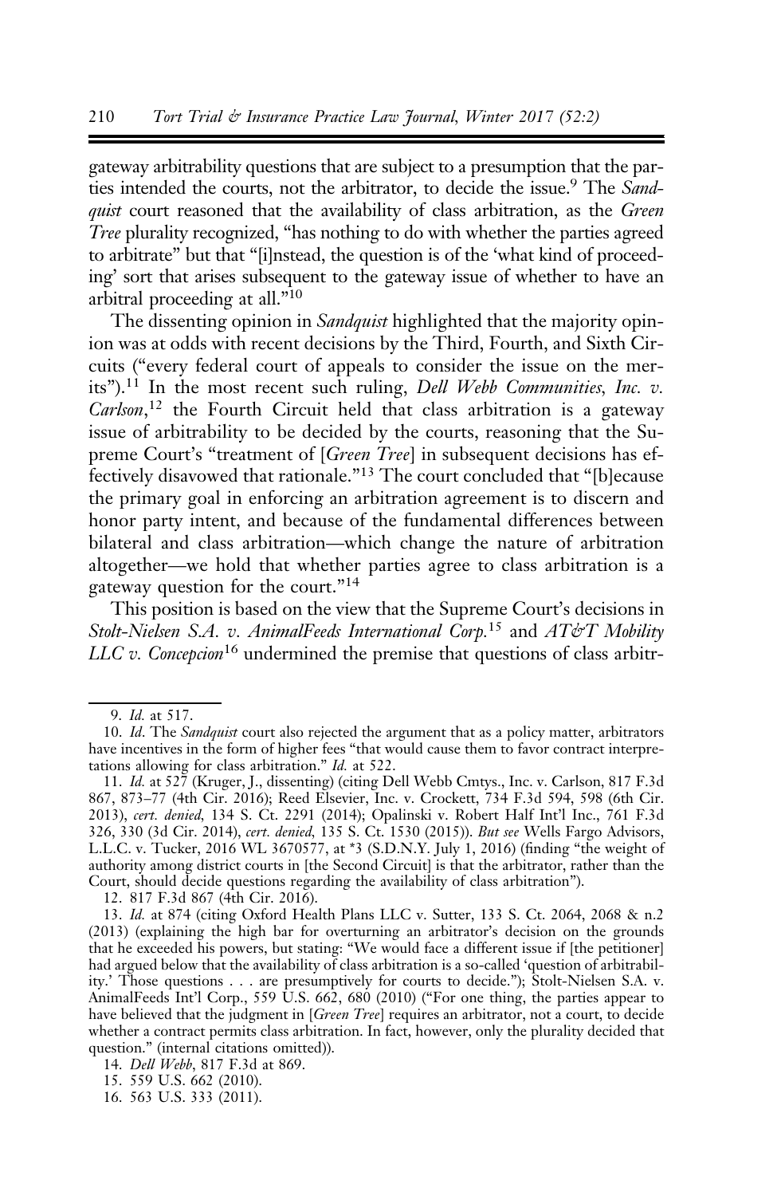gateway arbitrability questions that are subject to a presumption that the parties intended the courts, not the arbitrator, to decide the issue.[9] The *Sandquist* court reasoned that the availability of class arbitration, as the *Green Tree* plurality recognized, "has nothing to do with whether the parties agreed to arbitrate" but that "[i]nstead, the question is of the 'what kind of proceeding' sort that arises subsequent to the gateway issue of whether to have an arbitral proceeding at all."[10]

The dissenting opinion in *Sandquist* highlighted that the majority opinion was at odds with recent decisions by the Third, Fourth, and Sixth Circuits ("every federal court of appeals to consider the issue on the merits").[11] In the most recent such ruling, *Dell Webb Communities, Inc. v. Carlson*,[12] the Fourth Circuit held that class arbitration is a gateway issue of arbitrability to be decided by the courts, reasoning that the Supreme Court's "treatment of [*Green Tree*] in subsequent decisions has effectively disavowed that rationale."[13] The court concluded that "[b]ecause the primary goal in enforcing an arbitration agreement is to discern and honor party intent, and because of the fundamental differences between bilateral and class arbitration—which change the nature of arbitration altogether—we hold that whether parties agree to class arbitration is a gateway question for the court."[14]

This position is based on the view that the Supreme Court's decisions in *Stolt-Nielsen S.A. v. AnimalFeeds International Corp.*[15] and *AT&T Mobility LLC v. Concepcion*[16] undermined the premise that questions of class arbitr-

---

9. *Id.* at 517.

10. *Id.* The *Sandquist* court also rejected the argument that as a policy matter, arbitrators have incentives in the form of higher fees "that would cause them to favor contract interpretations allowing for class arbitration." *Id.* at 522.

11. *Id.* at 527 (Kruger, J., dissenting) (citing Dell Webb Cmtys., Inc. v. Carlson, 817 F.3d 867, 873–77 (4th Cir. 2016); Reed Elsevier, Inc. v. Crockett, 734 F.3d 594, 598 (6th Cir. 2013), *cert. denied*, 134 S. Ct. 2291 (2014); Opalinski v. Robert Half Int'l Inc., 761 F.3d 326, 330 (3d Cir. 2014), *cert. denied*, 135 S. Ct. 1530 (2015)). *But see* Wells Fargo Advisors, L.L.C. v. Tucker, 2016 WL 3670577, at *3 (S.D.N.Y. July 1, 2016) (finding "the weight of authority among district courts in [the Second Circuit] is that the arbitrator, rather than the Court, should decide questions regarding the availability of class arbitration").

12. 817 F.3d 867 (4th Cir. 2016).

13. *Id.* at 874 (citing Oxford Health Plans LLC v. Sutter, 133 S. Ct. 2064, 2068 & n.2 (2013) (explaining the high bar for overturning an arbitrator's decision on the grounds that he exceeded his powers, but stating: "We would face a different issue if [the petitioner] had argued below that the availability of class arbitration is a so-called 'question of arbitrability.' Those questions . . . are presumptively for courts to decide."); Stolt-Nielsen S.A. v. AnimalFeeds Int'l Corp., 559 U.S. 662, 680 (2010) ("For one thing, the parties appear to have believed that the judgment in [*Green Tree*] requires an arbitrator, not a court, to decide whether a contract permits class arbitration. In fact, however, only the plurality decided that question." (internal citations omitted)).

14. *Dell Webb*, 817 F.3d at 869.

15. 559 U.S. 662 (2010).

16. 563 U.S. 333 (2011).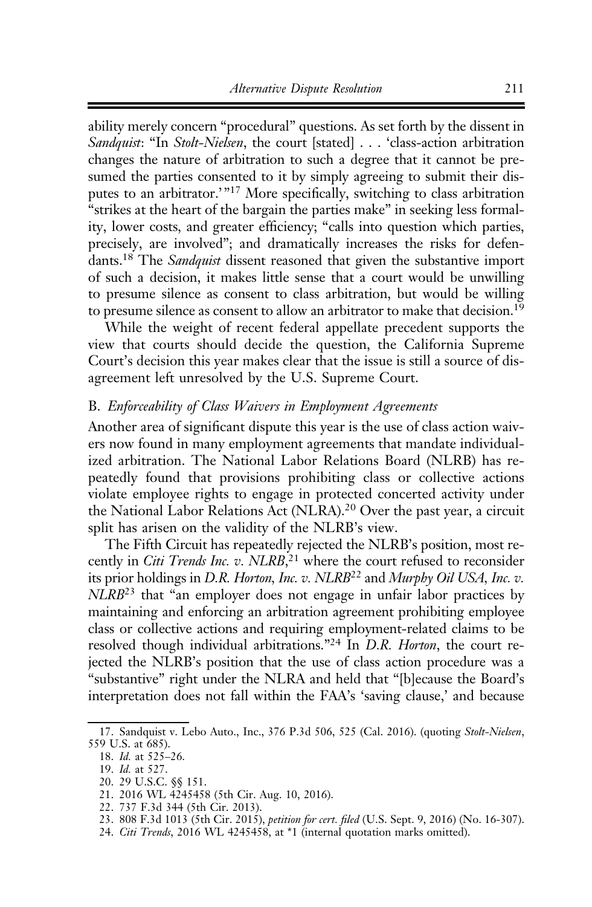ability merely concern "procedural" questions. As set forth by the dissent in *Sandquist*: "In *Stolt-Nielsen*, the court [stated] . . . 'class-action arbitration changes the nature of arbitration to such a degree that it cannot be presumed the parties consented to it by simply agreeing to submit their disputes to an arbitrator.'"[17] More specifically, switching to class arbitration "strikes at the heart of the bargain the parties make" in seeking less formality, lower costs, and greater efficiency; "calls into question which parties, precisely, are involved"; and dramatically increases the risks for defendants.[18] The *Sandquist* dissent reasoned that given the substantive import of such a decision, it makes little sense that a court would be unwilling to presume silence as consent to class arbitration, but would be willing to presume silence as consent to allow an arbitrator to make that decision.[19]

While the weight of recent federal appellate precedent supports the view that courts should decide the question, the California Supreme Court's decision this year makes clear that the issue is still a source of disagreement left unresolved by the U.S. Supreme Court.

### B. *Enforceability of Class Waivers in Employment Agreements*

Another area of significant dispute this year is the use of class action waivers now found in many employment agreements that mandate individualized arbitration. The National Labor Relations Board (NLRB) has repeatedly found that provisions prohibiting class or collective actions violate employee rights to engage in protected concerted activity under the National Labor Relations Act (NLRA).[20] Over the past year, a circuit split has arisen on the validity of the NLRB's view.

The Fifth Circuit has repeatedly rejected the NLRB's position, most recently in *Citi Trends Inc. v. NLRB*,[21] where the court refused to reconsider its prior holdings in *D.R. Horton, Inc. v. NLRB*[22] and *Murphy Oil USA, Inc. v. NLRB*[23] that "an employer does not engage in unfair labor practices by maintaining and enforcing an arbitration agreement prohibiting employee class or collective actions and requiring employment-related claims to be resolved though individual arbitrations."[24] In *D.R. Horton*, the court rejected the NLRB's position that the use of class action procedure was a "substantive" right under the NLRA and held that "[b]ecause the Board's interpretation does not fall within the FAA's 'saving clause,' and because

---

17. Sandquist v. Lebo Auto., Inc., 376 P.3d 506, 525 (Cal. 2016). (quoting *Stolt-Nielsen*, 559 U.S. at 685).
18. *Id.* at 525–26.
19. *Id.* at 527.
20. 29 U.S.C. §§ 151.
21. 2016 WL 4245458 (5th Cir. Aug. 10, 2016).
22. 737 F.3d 344 (5th Cir. 2013).
23. 808 F.3d 1013 (5th Cir. 2015), *petition for cert. filed* (U.S. Sept. 9, 2016) (No. 16-307).
24. *Citi Trends*, 2016 WL 4245458, at *1 (internal quotation marks omitted).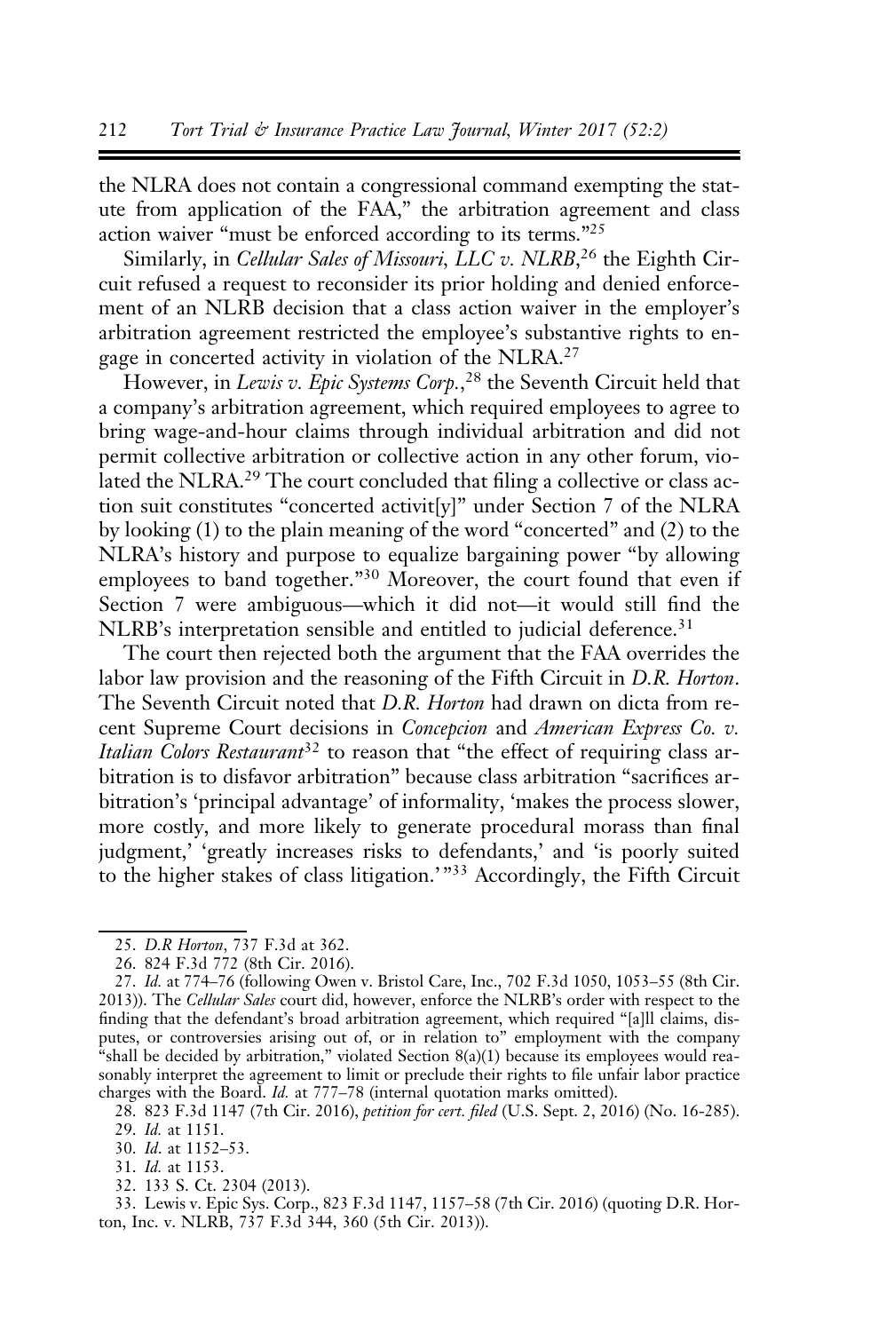the NLRA does not contain a congressional command exempting the statute from application of the FAA," the arbitration agreement and class action waiver "must be enforced according to its terms."[25]

Similarly, in *Cellular Sales of Missouri, LLC v. NLRB*,[26] the Eighth Circuit refused a request to reconsider its prior holding and denied enforcement of an NLRB decision that a class action waiver in the employer's arbitration agreement restricted the employee's substantive rights to engage in concerted activity in violation of the NLRA.[27]

However, in *Lewis v. Epic Systems Corp.*,[28] the Seventh Circuit held that a company's arbitration agreement, which required employees to agree to bring wage-and-hour claims through individual arbitration and did not permit collective arbitration or collective action in any other forum, violated the NLRA.[29] The court concluded that filing a collective or class action suit constitutes "concerted activit[y]" under Section 7 of the NLRA by looking (1) to the plain meaning of the word "concerted" and (2) to the NLRA's history and purpose to equalize bargaining power "by allowing employees to band together."[30] Moreover, the court found that even if Section 7 were ambiguous—which it did not—it would still find the NLRB's interpretation sensible and entitled to judicial deference.[31]

The court then rejected both the argument that the FAA overrides the labor law provision and the reasoning of the Fifth Circuit in *D.R. Horton*. The Seventh Circuit noted that *D.R. Horton* had drawn on dicta from recent Supreme Court decisions in *Concepcion* and *American Express Co. v. Italian Colors Restaurant*[32] to reason that "the effect of requiring class arbitration is to disfavor arbitration" because class arbitration "sacrifices arbitration's 'principal advantage' of informality, 'makes the process slower, more costly, and more likely to generate procedural morass than final judgment,' 'greatly increases risks to defendants,' and 'is poorly suited to the higher stakes of class litigation.'"[33] Accordingly, the Fifth Circuit

---

25. *D.R Horton*, 737 F.3d at 362.

26. 824 F.3d 772 (8th Cir. 2016).

27. *Id.* at 774–76 (following Owen v. Bristol Care, Inc., 702 F.3d 1050, 1053–55 (8th Cir. 2013)). The *Cellular Sales* court did, however, enforce the NLRB's order with respect to the finding that the defendant's broad arbitration agreement, which required "[a]ll claims, disputes, or controversies arising out of, or in relation to" employment with the company "shall be decided by arbitration," violated Section 8(a)(1) because its employees would reasonably interpret the agreement to limit or preclude their rights to file unfair labor practice charges with the Board. *Id.* at 777–78 (internal quotation marks omitted).

28. 823 F.3d 1147 (7th Cir. 2016), *petition for cert. filed* (U.S. Sept. 2, 2016) (No. 16-285).

29. *Id.* at 1151.

30. *Id.* at 1152–53.

31. *Id.* at 1153.

32. 133 S. Ct. 2304 (2013).

33. Lewis v. Epic Sys. Corp., 823 F.3d 1147, 1157–58 (7th Cir. 2016) (quoting D.R. Horton, Inc. v. NLRB, 737 F.3d 344, 360 (5th Cir. 2013)).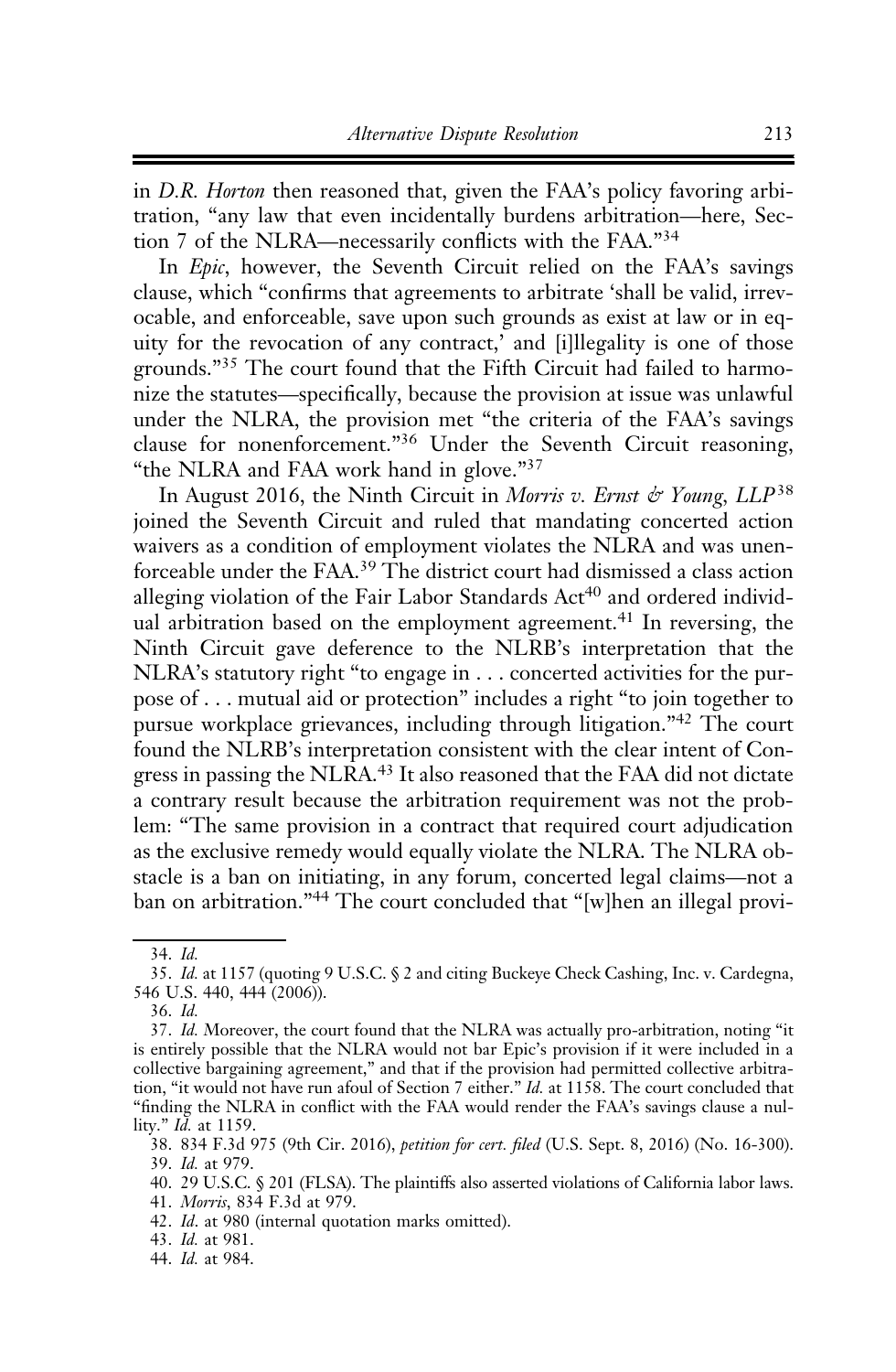in *D.R. Horton* then reasoned that, given the FAA's policy favoring arbitration, "any law that even incidentally burdens arbitration—here, Section 7 of the NLRA—necessarily conflicts with the FAA."[34]

In *Epic*, however, the Seventh Circuit relied on the FAA's savings clause, which "confirms that agreements to arbitrate 'shall be valid, irrevocable, and enforceable, save upon such grounds as exist at law or in equity for the revocation of any contract,' and [i]llegality is one of those grounds."[35] The court found that the Fifth Circuit had failed to harmonize the statutes—specifically, because the provision at issue was unlawful under the NLRA, the provision met "the criteria of the FAA's savings clause for nonenforcement."[36] Under the Seventh Circuit reasoning, "the NLRA and FAA work hand in glove."[37]

In August 2016, the Ninth Circuit in *Morris v. Ernst & Young, LLP*[38] joined the Seventh Circuit and ruled that mandating concerted action waivers as a condition of employment violates the NLRA and was unenforceable under the FAA.[39] The district court had dismissed a class action alleging violation of the Fair Labor Standards Act[40] and ordered individual arbitration based on the employment agreement.[41] In reversing, the Ninth Circuit gave deference to the NLRB's interpretation that the NLRA's statutory right "to engage in . . . concerted activities for the purpose of . . . mutual aid or protection" includes a right "to join together to pursue workplace grievances, including through litigation."[42] The court found the NLRB's interpretation consistent with the clear intent of Congress in passing the NLRA.[43] It also reasoned that the FAA did not dictate a contrary result because the arbitration requirement was not the problem: "The same provision in a contract that required court adjudication as the exclusive remedy would equally violate the NLRA. The NLRA obstacle is a ban on initiating, in any forum, concerted legal claims—not a ban on arbitration."[44] The court concluded that "[w]hen an illegal provi-

---

34. *Id.*

35. *Id.* at 1157 (quoting 9 U.S.C. § 2 and citing Buckeye Check Cashing, Inc. v. Cardegna, 546 U.S. 440, 444 (2006)).

36. *Id.*

37. *Id.* Moreover, the court found that the NLRA was actually pro-arbitration, noting "it is entirely possible that the NLRA would not bar Epic's provision if it were included in a collective bargaining agreement," and that if the provision had permitted collective arbitration, "it would not have run afoul of Section 7 either." *Id.* at 1158. The court concluded that "finding the NLRA in conflict with the FAA would render the FAA's savings clause a nullity." *Id.* at 1159.

38. 834 F.3d 975 (9th Cir. 2016), *petition for cert. filed* (U.S. Sept. 8, 2016) (No. 16-300).

39. *Id.* at 979.

40. 29 U.S.C. § 201 (FLSA). The plaintiffs also asserted violations of California labor laws.

41. *Morris*, 834 F.3d at 979.

42. *Id.* at 980 (internal quotation marks omitted).

43. *Id.* at 981.

44. *Id.* at 984.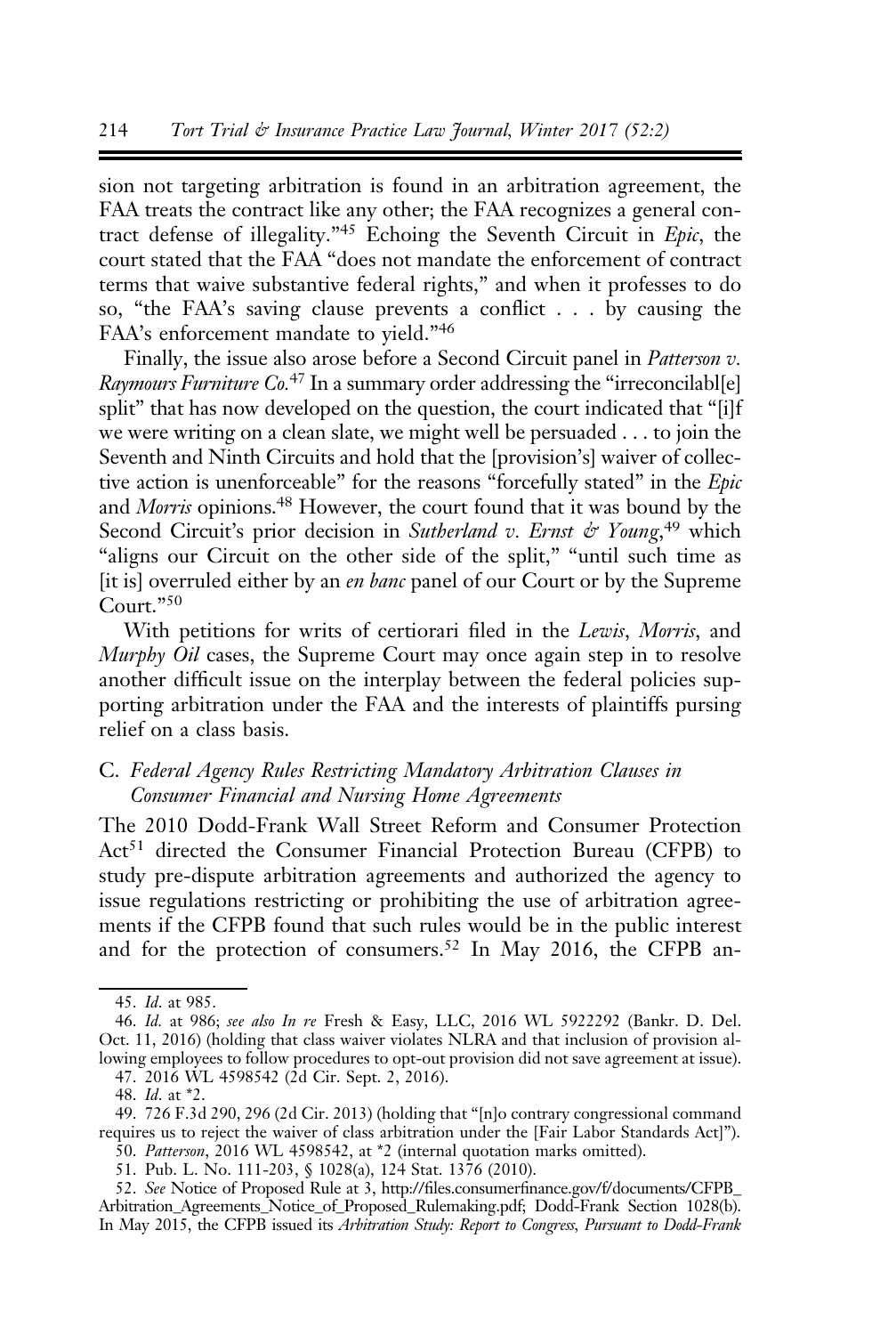sion not targeting arbitration is found in an arbitration agreement, the FAA treats the contract like any other; the FAA recognizes a general contract defense of illegality."[45] Echoing the Seventh Circuit in *Epic*, the court stated that the FAA "does not mandate the enforcement of contract terms that waive substantive federal rights," and when it professes to do so, "the FAA's saving clause prevents a conflict . . . by causing the FAA's enforcement mandate to yield."[46]

Finally, the issue also arose before a Second Circuit panel in *Patterson v. Raymours Furniture Co.*[47] In a summary order addressing the "irreconcilabl[e] split" that has now developed on the question, the court indicated that "[i]f we were writing on a clean slate, we might well be persuaded . . . to join the Seventh and Ninth Circuits and hold that the [provision's] waiver of collective action is unenforceable" for the reasons "forcefully stated" in the *Epic* and *Morris* opinions.[48] However, the court found that it was bound by the Second Circuit's prior decision in *Sutherland v. Ernst & Young*,[49] which "aligns our Circuit on the other side of the split," "until such time as [it is] overruled either by an *en banc* panel of our Court or by the Supreme Court."[50]

With petitions for writs of certiorari filed in the *Lewis*, *Morris*, and *Murphy Oil* cases, the Supreme Court may once again step in to resolve another difficult issue on the interplay between the federal policies supporting arbitration under the FAA and the interests of plaintiffs pursing relief on a class basis.

### C. *Federal Agency Rules Restricting Mandatory Arbitration Clauses in Consumer Financial and Nursing Home Agreements*

The 2010 Dodd-Frank Wall Street Reform and Consumer Protection Act[51] directed the Consumer Financial Protection Bureau (CFPB) to study pre-dispute arbitration agreements and authorized the agency to issue regulations restricting or prohibiting the use of arbitration agreements if the CFPB found that such rules would be in the public interest and for the protection of consumers.[52] In May 2016, the CFPB an-

---

45. *Id.* at 985.

46. *Id.* at 986; *see also In re* Fresh & Easy, LLC, 2016 WL 5922292 (Bankr. D. Del. Oct. 11, 2016) (holding that class waiver violates NLRA and that inclusion of provision allowing employees to follow procedures to opt-out provision did not save agreement at issue).

47. 2016 WL 4598542 (2d Cir. Sept. 2, 2016).

48. *Id.* at *2.

49. 726 F.3d 290, 296 (2d Cir. 2013) (holding that "[n]o contrary congressional command requires us to reject the waiver of class arbitration under the [Fair Labor Standards Act]").

50. *Patterson*, 2016 WL 4598542, at *2 (internal quotation marks omitted).

51. Pub. L. No. 111-203, § 1028(a), 124 Stat. 1376 (2010).

52. *See* Notice of Proposed Rule at 3, http://files.consumerfinance.gov/f/documents/CFPB_Arbitration_Agreements_Notice_of_Proposed_Rulemaking.pdf; Dodd-Frank Section 1028(b). In May 2015, the CFPB issued its *Arbitration Study: Report to Congress, Pursuant to Dodd-Frank*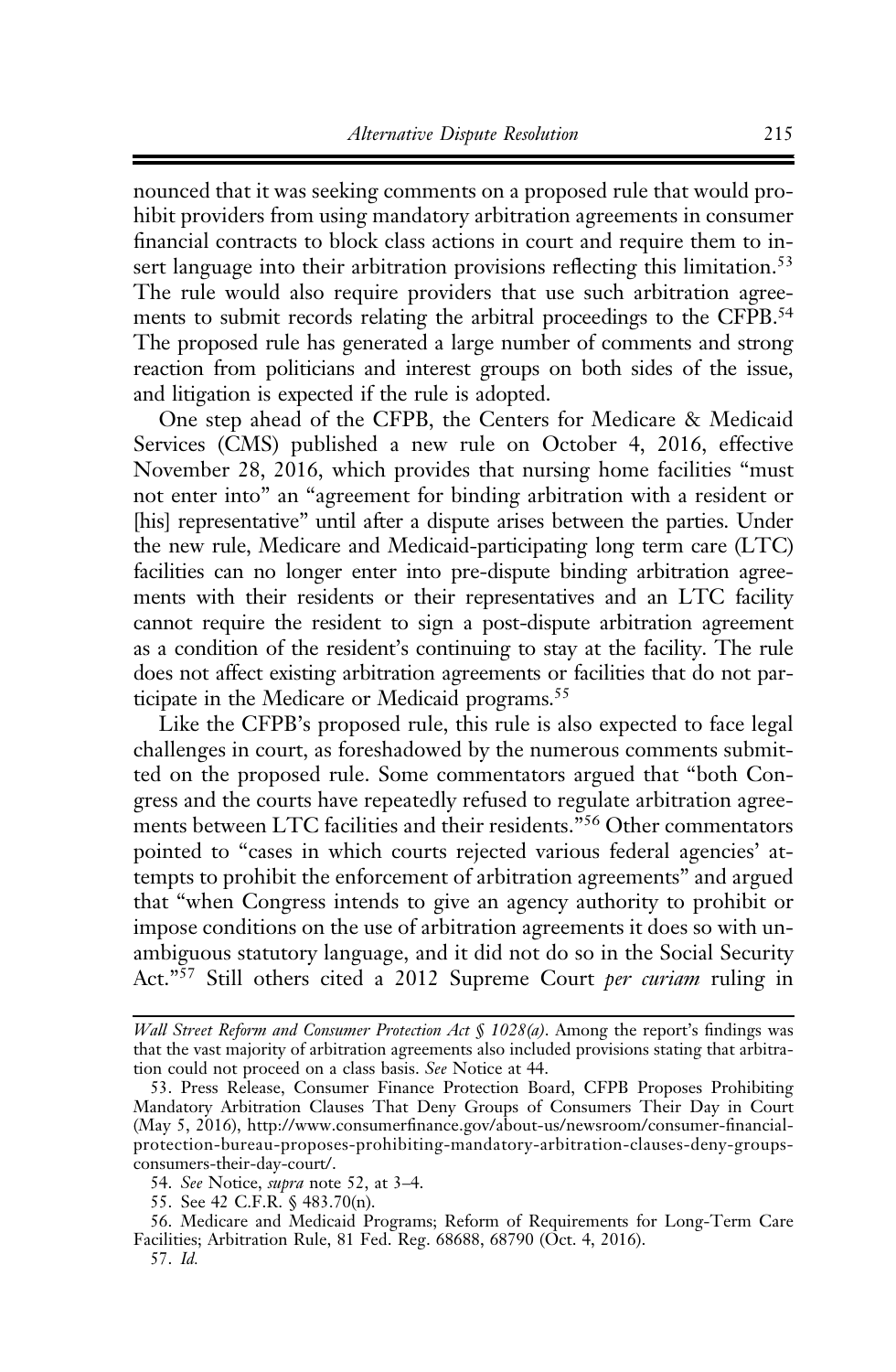nounced that it was seeking comments on a proposed rule that would prohibit providers from using mandatory arbitration agreements in consumer financial contracts to block class actions in court and require them to insert language into their arbitration provisions reflecting this limitation.[53] The rule would also require providers that use such arbitration agreements to submit records relating the arbitral proceedings to the CFPB.[54] The proposed rule has generated a large number of comments and strong reaction from politicians and interest groups on both sides of the issue, and litigation is expected if the rule is adopted.

One step ahead of the CFPB, the Centers for Medicare & Medicaid Services (CMS) published a new rule on October 4, 2016, effective November 28, 2016, which provides that nursing home facilities "must not enter into" an "agreement for binding arbitration with a resident or [his] representative" until after a dispute arises between the parties. Under the new rule, Medicare and Medicaid-participating long term care (LTC) facilities can no longer enter into pre-dispute binding arbitration agreements with their residents or their representatives and an LTC facility cannot require the resident to sign a post-dispute arbitration agreement as a condition of the resident's continuing to stay at the facility. The rule does not affect existing arbitration agreements or facilities that do not participate in the Medicare or Medicaid programs.[55]

Like the CFPB's proposed rule, this rule is also expected to face legal challenges in court, as foreshadowed by the numerous comments submitted on the proposed rule. Some commentators argued that "both Congress and the courts have repeatedly refused to regulate arbitration agreements between LTC facilities and their residents."[56] Other commentators pointed to "cases in which courts rejected various federal agencies' attempts to prohibit the enforcement of arbitration agreements" and argued that "when Congress intends to give an agency authority to prohibit or impose conditions on the use of arbitration agreements it does so with unambiguous statutory language, and it did not do so in the Social Security Act."[57] Still others cited a 2012 Supreme Court *per curiam* ruling in

---

*Wall Street Reform and Consumer Protection Act § 1028(a)*. Among the report's findings was that the vast majority of arbitration agreements also included provisions stating that arbitration could not proceed on a class basis. *See* Notice at 44.

53. Press Release, Consumer Finance Protection Board, CFPB Proposes Prohibiting Mandatory Arbitration Clauses That Deny Groups of Consumers Their Day in Court (May 5, 2016), http://www.consumerfinance.gov/about-us/newsroom/consumer-financial-protection-bureau-proposes-prohibiting-mandatory-arbitration-clauses-deny-groups-consumers-their-day-court/.

54. *See* Notice, *supra* note 52, at 3–4.

55. See 42 C.F.R. § 483.70(n).

56. Medicare and Medicaid Programs; Reform of Requirements for Long-Term Care Facilities; Arbitration Rule, 81 Fed. Reg. 68688, 68790 (Oct. 4, 2016).

57. *Id.*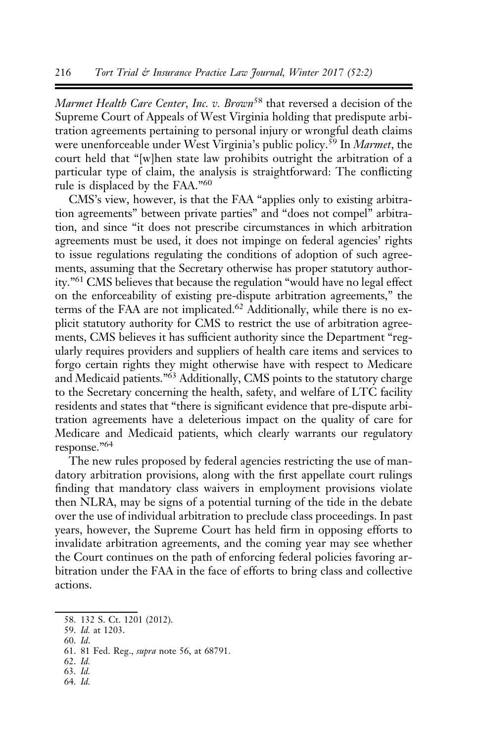*Marmet Health Care Center, Inc. v. Brown*[58] that reversed a decision of the Supreme Court of Appeals of West Virginia holding that predispute arbitration agreements pertaining to personal injury or wrongful death claims were unenforceable under West Virginia's public policy.[59] In *Marmet*, the court held that "[w]hen state law prohibits outright the arbitration of a particular type of claim, the analysis is straightforward: The conflicting rule is displaced by the FAA."[60]

CMS's view, however, is that the FAA "applies only to existing arbitration agreements" between private parties" and "does not compel" arbitration, and since "it does not prescribe circumstances in which arbitration agreements must be used, it does not impinge on federal agencies' rights to issue regulations regulating the conditions of adoption of such agreements, assuming that the Secretary otherwise has proper statutory authority."[61] CMS believes that because the regulation "would have no legal effect on the enforceability of existing pre-dispute arbitration agreements," the terms of the FAA are not implicated.[62] Additionally, while there is no explicit statutory authority for CMS to restrict the use of arbitration agreements, CMS believes it has sufficient authority since the Department "regularly requires providers and suppliers of health care items and services to forgo certain rights they might otherwise have with respect to Medicare and Medicaid patients."[63] Additionally, CMS points to the statutory charge to the Secretary concerning the health, safety, and welfare of LTC facility residents and states that "there is significant evidence that pre-dispute arbitration agreements have a deleterious impact on the quality of care for Medicare and Medicaid patients, which clearly warrants our regulatory response."[64]

The new rules proposed by federal agencies restricting the use of mandatory arbitration provisions, along with the first appellate court rulings finding that mandatory class waivers in employment provisions violate then NLRA, may be signs of a potential turning of the tide in the debate over the use of individual arbitration to preclude class proceedings. In past years, however, the Supreme Court has held firm in opposing efforts to invalidate arbitration agreements, and the coming year may see whether the Court continues on the path of enforcing federal policies favoring arbitration under the FAA in the face of efforts to bring class and collective actions.

58. 132 S. Ct. 1201 (2012).

59. *Id.* at 1203.

60. *Id.*

61. 81 Fed. Reg., *supra* note 56, at 68791.

62. *Id.*

63. *Id.*

64. *Id.*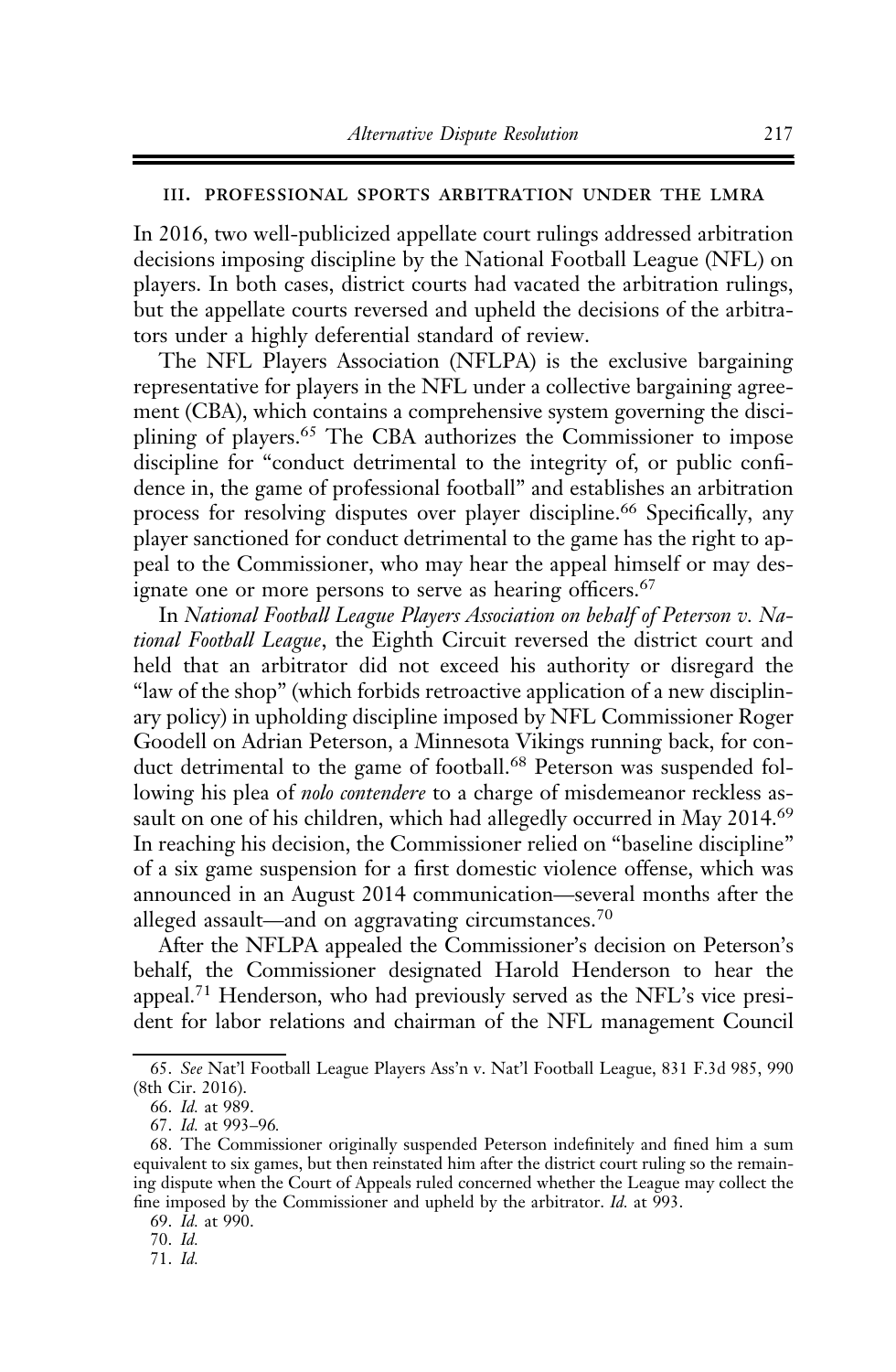### III. PROFESSIONAL SPORTS ARBITRATION UNDER THE LMRA

In 2016, two well-publicized appellate court rulings addressed arbitration decisions imposing discipline by the National Football League (NFL) on players. In both cases, district courts had vacated the arbitration rulings, but the appellate courts reversed and upheld the decisions of the arbitrators under a highly deferential standard of review.

The NFL Players Association (NFLPA) is the exclusive bargaining representative for players in the NFL under a collective bargaining agreement (CBA), which contains a comprehensive system governing the disciplining of players.[65] The CBA authorizes the Commissioner to impose discipline for "conduct detrimental to the integrity of, or public confidence in, the game of professional football" and establishes an arbitration process for resolving disputes over player discipline.[66] Specifically, any player sanctioned for conduct detrimental to the game has the right to appeal to the Commissioner, who may hear the appeal himself or may designate one or more persons to serve as hearing officers.[67]

In *National Football League Players Association on behalf of Peterson v. National Football League*, the Eighth Circuit reversed the district court and held that an arbitrator did not exceed his authority or disregard the "law of the shop" (which forbids retroactive application of a new disciplinary policy) in upholding discipline imposed by NFL Commissioner Roger Goodell on Adrian Peterson, a Minnesota Vikings running back, for conduct detrimental to the game of football.[68] Peterson was suspended following his plea of *nolo contendere* to a charge of misdemeanor reckless assault on one of his children, which had allegedly occurred in May 2014.[69] In reaching his decision, the Commissioner relied on "baseline discipline" of a six game suspension for a first domestic violence offense, which was announced in an August 2014 communication—several months after the alleged assault—and on aggravating circumstances.[70]

After the NFLPA appealed the Commissioner's decision on Peterson's behalf, the Commissioner designated Harold Henderson to hear the appeal.[71] Henderson, who had previously served as the NFL's vice president for labor relations and chairman of the NFL management Council

---

65. *See* Nat'l Football League Players Ass'n v. Nat'l Football League, 831 F.3d 985, 990 (8th Cir. 2016).

66. *Id.* at 989.

67. *Id.* at 993–96.

68. The Commissioner originally suspended Peterson indefinitely and fined him a sum equivalent to six games, but then reinstated him after the district court ruling so the remaining dispute when the Court of Appeals ruled concerned whether the League may collect the fine imposed by the Commissioner and upheld by the arbitrator. *Id.* at 993.

69. *Id.* at 990.

70. *Id.*

71. *Id.*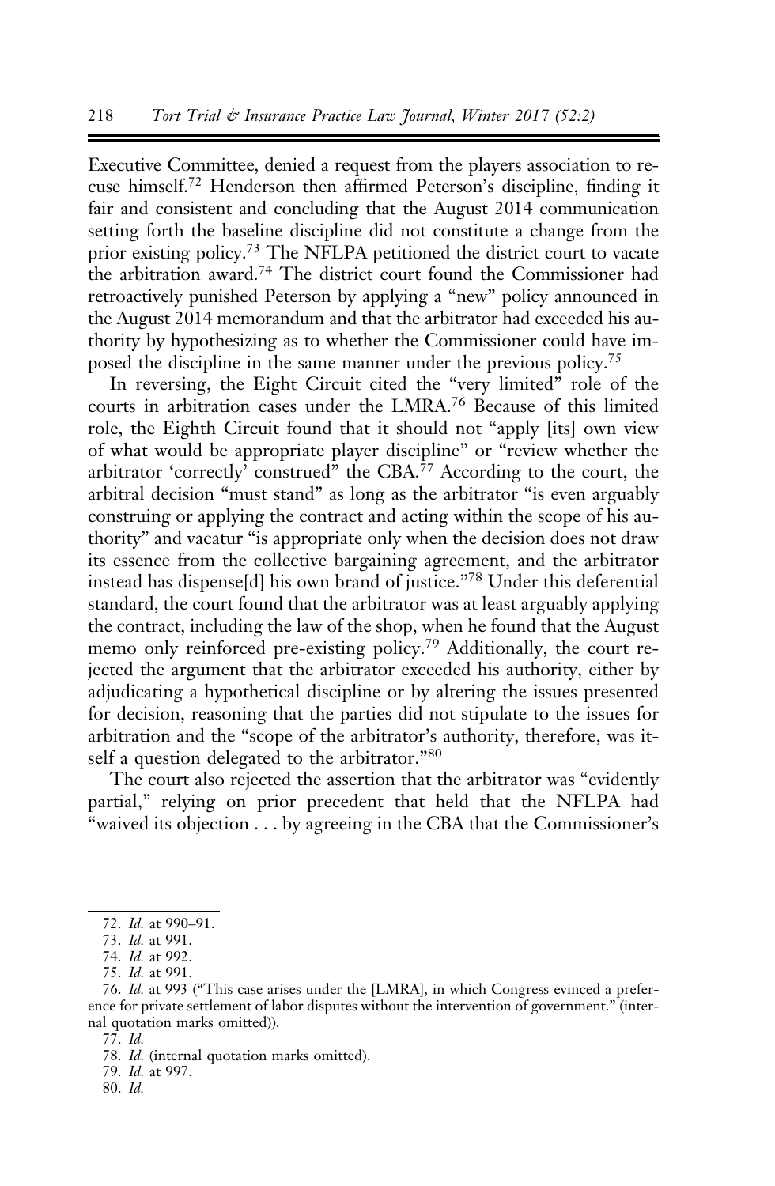Executive Committee, denied a request from the players association to recuse himself.[72] Henderson then affirmed Peterson's discipline, finding it fair and consistent and concluding that the August 2014 communication setting forth the baseline discipline did not constitute a change from the prior existing policy.[73] The NFLPA petitioned the district court to vacate the arbitration award.[74] The district court found the Commissioner had retroactively punished Peterson by applying a "new" policy announced in the August 2014 memorandum and that the arbitrator had exceeded his authority by hypothesizing as to whether the Commissioner could have imposed the discipline in the same manner under the previous policy.[75]

In reversing, the Eight Circuit cited the "very limited" role of the courts in arbitration cases under the LMRA.[76] Because of this limited role, the Eighth Circuit found that it should not "apply [its] own view of what would be appropriate player discipline" or "review whether the arbitrator 'correctly' construed" the CBA.[77] According to the court, the arbitral decision "must stand" as long as the arbitrator "is even arguably construing or applying the contract and acting within the scope of his authority" and vacatur "is appropriate only when the decision does not draw its essence from the collective bargaining agreement, and the arbitrator instead has dispense[d] his own brand of justice."[78] Under this deferential standard, the court found that the arbitrator was at least arguably applying the contract, including the law of the shop, when he found that the August memo only reinforced pre-existing policy.[79] Additionally, the court rejected the argument that the arbitrator exceeded his authority, either by adjudicating a hypothetical discipline or by altering the issues presented for decision, reasoning that the parties did not stipulate to the issues for arbitration and the "scope of the arbitrator's authority, therefore, was itself a question delegated to the arbitrator."[80]

The court also rejected the assertion that the arbitrator was "evidently partial," relying on prior precedent that held that the NFLPA had "waived its objection . . . by agreeing in the CBA that the Commissioner's

---

72. *Id.* at 990–91.

73. *Id.* at 991.

74. *Id.* at 992.

75. *Id.* at 991.

76. *Id.* at 993 ("This case arises under the [LMRA], in which Congress evinced a preference for private settlement of labor disputes without the intervention of government." (internal quotation marks omitted)).

77. *Id.*

78. *Id.* (internal quotation marks omitted).

79. *Id.* at 997.

80. *Id.*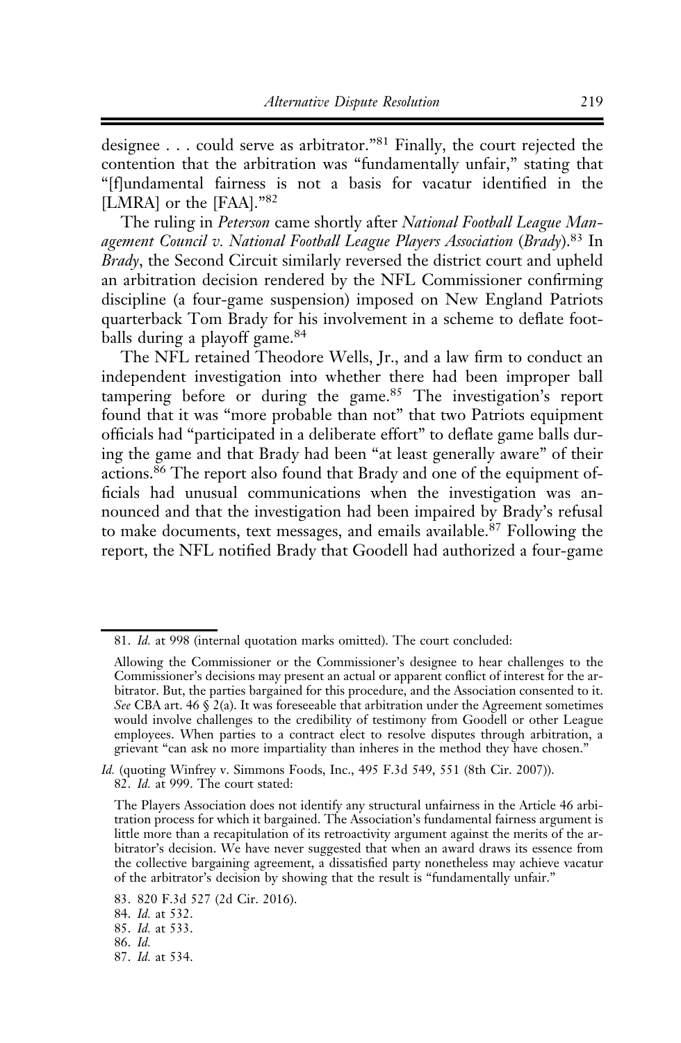designee . . . could serve as arbitrator."[81] Finally, the court rejected the contention that the arbitration was "fundamentally unfair," stating that "[f]undamental fairness is not a basis for vacatur identified in the [LMRA] or the [FAA]."[82]

The ruling in *Peterson* came shortly after *National Football League Management Council v. National Football League Players Association* (*Brady*).[83] In *Brady*, the Second Circuit similarly reversed the district court and upheld an arbitration decision rendered by the NFL Commissioner confirming discipline (a four-game suspension) imposed on New England Patriots quarterback Tom Brady for his involvement in a scheme to deflate footballs during a playoff game.[84]

The NFL retained Theodore Wells, Jr., and a law firm to conduct an independent investigation into whether there had been improper ball tampering before or during the game.[85] The investigation's report found that it was "more probable than not" that two Patriots equipment officials had "participated in a deliberate effort" to deflate game balls during the game and that Brady had been "at least generally aware" of their actions.[86] The report also found that Brady and one of the equipment officials had unusual communications when the investigation was announced and that the investigation had been impaired by Brady's refusal to make documents, text messages, and emails available.[87] Following the report, the NFL notified Brady that Goodell had authorized a four-game

---

81. *Id.* at 998 (internal quotation marks omitted). The court concluded:

> Allowing the Commissioner or the Commissioner's designee to hear challenges to the Commissioner's decisions may present an actual or apparent conflict of interest for the arbitrator. But, the parties bargained for this procedure, and the Association consented to it. *See* CBA art. 46 § 2(a). It was foreseeable that arbitration under the Agreement sometimes would involve challenges to the credibility of testimony from Goodell or other League employees. When parties to a contract elect to resolve disputes through arbitration, a grievant "can ask no more impartiality than inheres in the method they have chosen."

*Id.* (quoting Winfrey v. Simmons Foods, Inc., 495 F.3d 549, 551 (8th Cir. 2007)).

82. *Id.* at 999. The court stated:

> The Players Association does not identify any structural unfairness in the Article 46 arbitration process for which it bargained. The Association's fundamental fairness argument is little more than a recapitulation of its retroactivity argument against the merits of the arbitrator's decision. We have never suggested that when an award draws its essence from the collective bargaining agreement, a dissatisfied party nonetheless may achieve vacatur of the arbitrator's decision by showing that the result is "fundamentally unfair."

83. 820 F.3d 527 (2d Cir. 2016).

84. *Id.* at 532.

85. *Id.* at 533.

86. *Id.*

87. *Id.* at 534.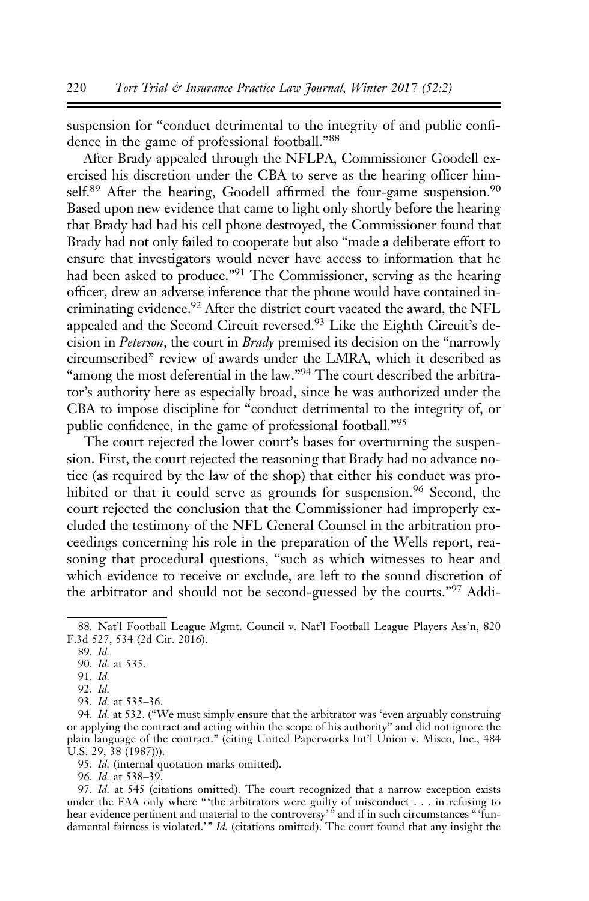suspension for "conduct detrimental to the integrity of and public confidence in the game of professional football."[88]

After Brady appealed through the NFLPA, Commissioner Goodell exercised his discretion under the CBA to serve as the hearing officer himself.[89] After the hearing, Goodell affirmed the four-game suspension.[90] Based upon new evidence that came to light only shortly before the hearing that Brady had had his cell phone destroyed, the Commissioner found that Brady had not only failed to cooperate but also "made a deliberate effort to ensure that investigators would never have access to information that he had been asked to produce."[91] The Commissioner, serving as the hearing officer, drew an adverse inference that the phone would have contained incriminating evidence.[92] After the district court vacated the award, the NFL appealed and the Second Circuit reversed.[93] Like the Eighth Circuit's decision in *Peterson*, the court in *Brady* premised its decision on the "narrowly circumscribed" review of awards under the LMRA, which it described as "among the most deferential in the law."[94] The court described the arbitrator's authority here as especially broad, since he was authorized under the CBA to impose discipline for "conduct detrimental to the integrity of, or public confidence, in the game of professional football."[95]

The court rejected the lower court's bases for overturning the suspension. First, the court rejected the reasoning that Brady had no advance notice (as required by the law of the shop) that either his conduct was prohibited or that it could serve as grounds for suspension.[96] Second, the court rejected the conclusion that the Commissioner had improperly excluded the testimony of the NFL General Counsel in the arbitration proceedings concerning his role in the preparation of the Wells report, reasoning that procedural questions, "such as which witnesses to hear and which evidence to receive or exclude, are left to the sound discretion of the arbitrator and should not be second-guessed by the courts."[97] Addi-

---

88. Nat'l Football League Mgmt. Council v. Nat'l Football League Players Ass'n, 820 F.3d 527, 534 (2d Cir. 2016).

89. *Id.*

90. *Id.* at 535.

91. *Id.*

92. *Id.*

93. *Id.* at 535–36.

94. *Id.* at 532. ("We must simply ensure that the arbitrator was 'even arguably construing or applying the contract and acting within the scope of his authority" and did not ignore the plain language of the contract." (citing United Paperworks Int'l Union v. Misco, Inc., 484 U.S. 29, 38 (1987))).

95. *Id.* (internal quotation marks omitted).

96. *Id.* at 538–39.

97. *Id.* at 545 (citations omitted). The court recognized that a narrow exception exists under the FAA only where "'the arbitrators were guilty of misconduct . . . in refusing to hear evidence pertinent and material to the controversy'" and if in such circumstances "'fundamental fairness is violated.'" *Id.* (citations omitted). The court found that any insight the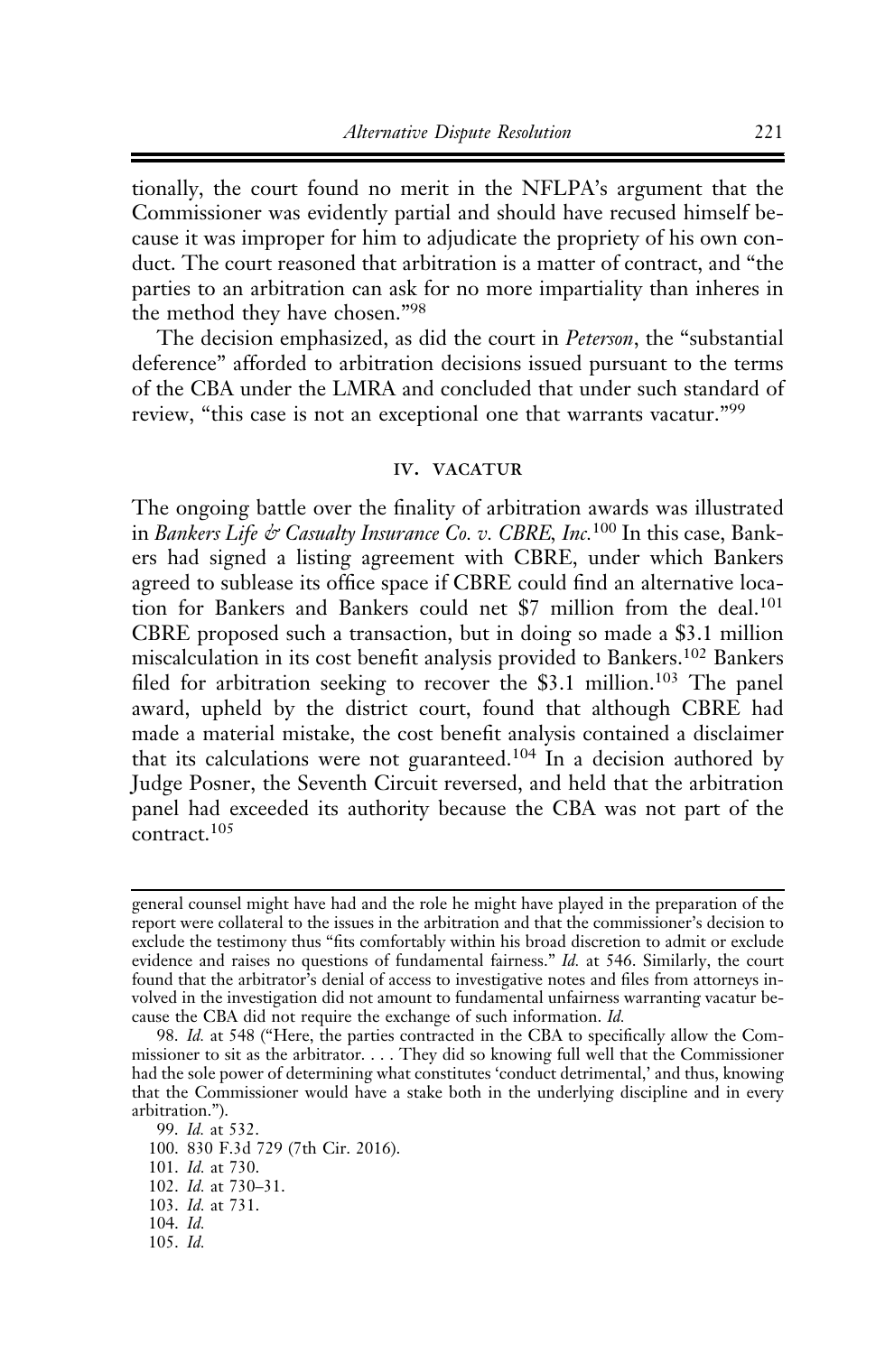tionally, the court found no merit in the NFLPA's argument that the Commissioner was evidently partial and should have recused himself because it was improper for him to adjudicate the propriety of his own conduct. The court reasoned that arbitration is a matter of contract, and "the parties to an arbitration can ask for no more impartiality than inheres in the method they have chosen."[98]

The decision emphasized, as did the court in *Peterson*, the "substantial deference" afforded to arbitration decisions issued pursuant to the terms of the CBA under the LMRA and concluded that under such standard of review, "this case is not an exceptional one that warrants vacatur."[99]

## IV. VACATUR

The ongoing battle over the finality of arbitration awards was illustrated in *Bankers Life & Casualty Insurance Co. v. CBRE, Inc.*[100] In this case, Bankers had signed a listing agreement with CBRE, under which Bankers agreed to sublease its office space if CBRE could find an alternative location for Bankers and Bankers could net $7 million from the deal.[101] CBRE proposed such a transaction, but in doing so made a $3.1 million miscalculation in its cost benefit analysis provided to Bankers.[102] Bankers filed for arbitration seeking to recover the $3.1 million.[103] The panel award, upheld by the district court, found that although CBRE had made a material mistake, the cost benefit analysis contained a disclaimer that its calculations were not guaranteed.[104] In a decision authored by Judge Posner, the Seventh Circuit reversed, and held that the arbitration panel had exceeded its authority because the CBA was not part of the contract.[105]

---

general counsel might have had and the role he might have played in the preparation of the report were collateral to the issues in the arbitration and that the commissioner's decision to exclude the testimony thus "fits comfortably within his broad discretion to admit or exclude evidence and raises no questions of fundamental fairness." *Id.* at 546. Similarly, the court found that the arbitrator's denial of access to investigative notes and files from attorneys involved in the investigation did not amount to fundamental unfairness warranting vacatur because the CBA did not require the exchange of such information. *Id.*

98. *Id.* at 548 ("Here, the parties contracted in the CBA to specifically allow the Commissioner to sit as the arbitrator. . . . They did so knowing full well that the Commissioner had the sole power of determining what constitutes 'conduct detrimental,' and thus, knowing that the Commissioner would have a stake both in the underlying discipline and in every arbitration.").

99. *Id.* at 532.

100. 830 F.3d 729 (7th Cir. 2016).

101. *Id.* at 730.

102. *Id.* at 730–31.

103. *Id.* at 731.

104. *Id.*

105. *Id.*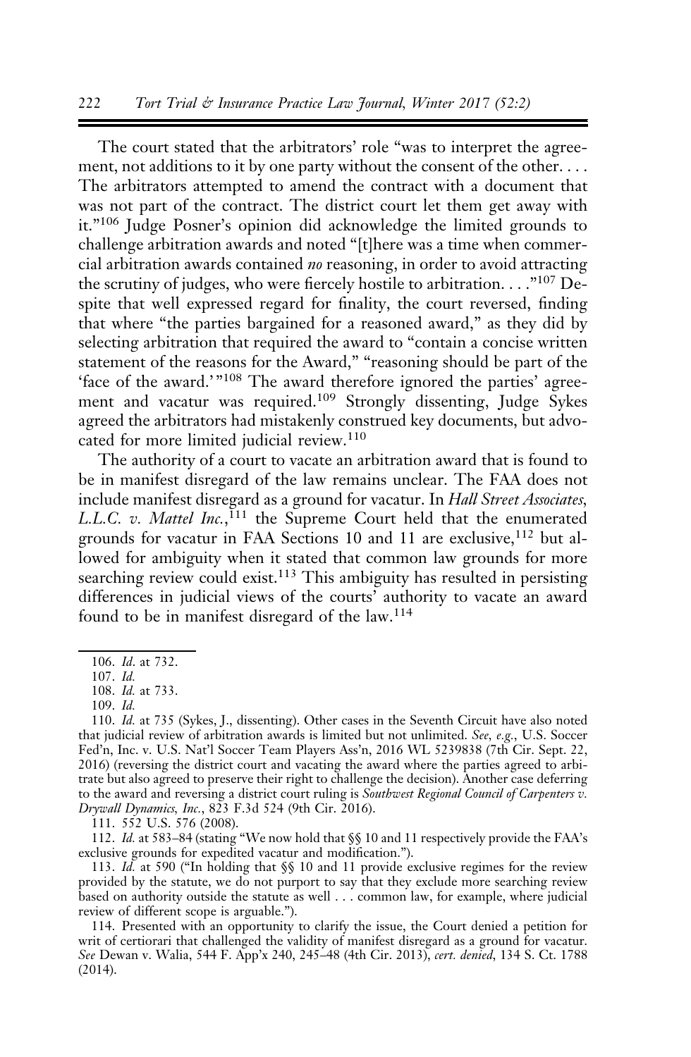The court stated that the arbitrators' role "was to interpret the agreement, not additions to it by one party without the consent of the other. . . . The arbitrators attempted to amend the contract with a document that was not part of the contract. The district court let them get away with it."[106] Judge Posner's opinion did acknowledge the limited grounds to challenge arbitration awards and noted "[t]here was a time when commercial arbitration awards contained *no* reasoning, in order to avoid attracting the scrutiny of judges, who were fiercely hostile to arbitration. . . ."[107] Despite that well expressed regard for finality, the court reversed, finding that where "the parties bargained for a reasoned award," as they did by selecting arbitration that required the award to "contain a concise written statement of the reasons for the Award," "reasoning should be part of the 'face of the award.'"[108] The award therefore ignored the parties' agreement and vacatur was required.[109] Strongly dissenting, Judge Sykes agreed the arbitrators had mistakenly construed key documents, but advocated for more limited judicial review.[110]

The authority of a court to vacate an arbitration award that is found to be in manifest disregard of the law remains unclear. The FAA does not include manifest disregard as a ground for vacatur. In *Hall Street Associates, L.L.C. v. Mattel Inc.*,[111] the Supreme Court held that the enumerated grounds for vacatur in FAA Sections 10 and 11 are exclusive,[112] but allowed for ambiguity when it stated that common law grounds for more searching review could exist.[113] This ambiguity has resulted in persisting differences in judicial views of the courts' authority to vacate an award found to be in manifest disregard of the law.[114]

---

106. *Id*. at 732.

107. *Id.*

108. *Id.* at 733.

109. *Id.*

110. *Id.* at 735 (Sykes, J., dissenting). Other cases in the Seventh Circuit have also noted that judicial review of arbitration awards is limited but not unlimited. *See, e.g.*, U.S. Soccer Fed'n, Inc. v. U.S. Nat'l Soccer Team Players Ass'n, 2016 WL 5239838 (7th Cir. Sept. 22, 2016) (reversing the district court and vacating the award where the parties agreed to arbitrate but also agreed to preserve their right to challenge the decision). Another case deferring to the award and reversing a district court ruling is *Southwest Regional Council of Carpenters v. Drywall Dynamics, Inc.*, 823 F.3d 524 (9th Cir. 2016).

111. 552 U.S. 576 (2008).

112. *Id.* at 583–84 (stating "We now hold that §§ 10 and 11 respectively provide the FAA's exclusive grounds for expedited vacatur and modification.").

113. *Id.* at 590 ("In holding that §§ 10 and 11 provide exclusive regimes for the review provided by the statute, we do not purport to say that they exclude more searching review based on authority outside the statute as well . . . common law, for example, where judicial review of different scope is arguable.").

114. Presented with an opportunity to clarify the issue, the Court denied a petition for writ of certiorari that challenged the validity of manifest disregard as a ground for vacatur. *See* Dewan v. Walia, 544 F. App'x 240, 245–48 (4th Cir. 2013), *cert. denied*, 134 S. Ct. 1788 (2014).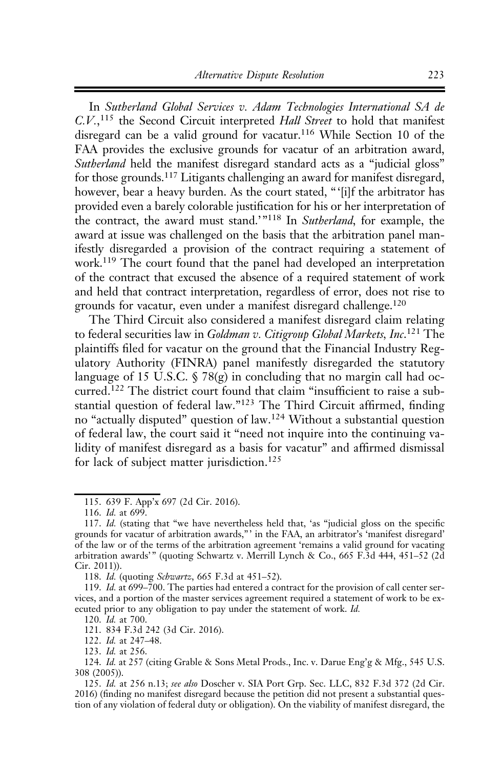In *Sutherland Global Services v. Adam Technologies International SA de C.V.*,[115] the Second Circuit interpreted *Hall Street* to hold that manifest disregard can be a valid ground for vacatur.[116] While Section 10 of the FAA provides the exclusive grounds for vacatur of an arbitration award, *Sutherland* held the manifest disregard standard acts as a "judicial gloss" for those grounds.[117] Litigants challenging an award for manifest disregard, however, bear a heavy burden. As the court stated, "'[i]f the arbitrator has provided even a barely colorable justification for his or her interpretation of the contract, the award must stand.'"[118] In *Sutherland*, for example, the award at issue was challenged on the basis that the arbitration panel manifestly disregarded a provision of the contract requiring a statement of work.[119] The court found that the panel had developed an interpretation of the contract that excused the absence of a required statement of work and held that contract interpretation, regardless of error, does not rise to grounds for vacatur, even under a manifest disregard challenge.[120]

The Third Circuit also considered a manifest disregard claim relating to federal securities law in *Goldman v. Citigroup Global Markets, Inc.*[121] The plaintiffs filed for vacatur on the ground that the Financial Industry Regulatory Authority (FINRA) panel manifestly disregarded the statutory language of 15 U.S.C. § 78(g) in concluding that no margin call had occurred.[122] The district court found that claim "insufficient to raise a substantial question of federal law."[123] The Third Circuit affirmed, finding no "actually disputed" question of law.[124] Without a substantial question of federal law, the court said it "need not inquire into the continuing validity of manifest disregard as a basis for vacatur" and affirmed dismissal for lack of subject matter jurisdiction.[125]

---

115. 639 F. App'x 697 (2d Cir. 2016).

116. *Id.* at 699.

117. *Id.* (stating that "we have nevertheless held that, 'as "judicial gloss on the specific grounds for vacatur of arbitration awards,"' in the FAA, an arbitrator's 'manifest disregard' of the law or of the terms of the arbitration agreement 'remains a valid ground for vacating arbitration awards'" (quoting Schwartz v. Merrill Lynch & Co., 665 F.3d 444, 451–52 (2d Cir. 2011)).

118. *Id.* (quoting *Schwartz*, 665 F.3d at 451–52).

119. *Id.* at 699–700. The parties had entered a contract for the provision of call center services, and a portion of the master services agreement required a statement of work to be executed prior to any obligation to pay under the statement of work. *Id.*

120. *Id.* at 700.

121. 834 F.3d 242 (3d Cir. 2016).

122. *Id.* at 247–48.

123. *Id.* at 256.

124. *Id.* at 257 (citing Grable & Sons Metal Prods., Inc. v. Darue Eng'g & Mfg., 545 U.S. 308 (2005)).

125. *Id.* at 256 n.13; *see also* Doscher v. SIA Port Grp. Sec. LLC, 832 F.3d 372 (2d Cir. 2016) (finding no manifest disregard because the petition did not present a substantial question of any violation of federal duty or obligation). On the viability of manifest disregard, the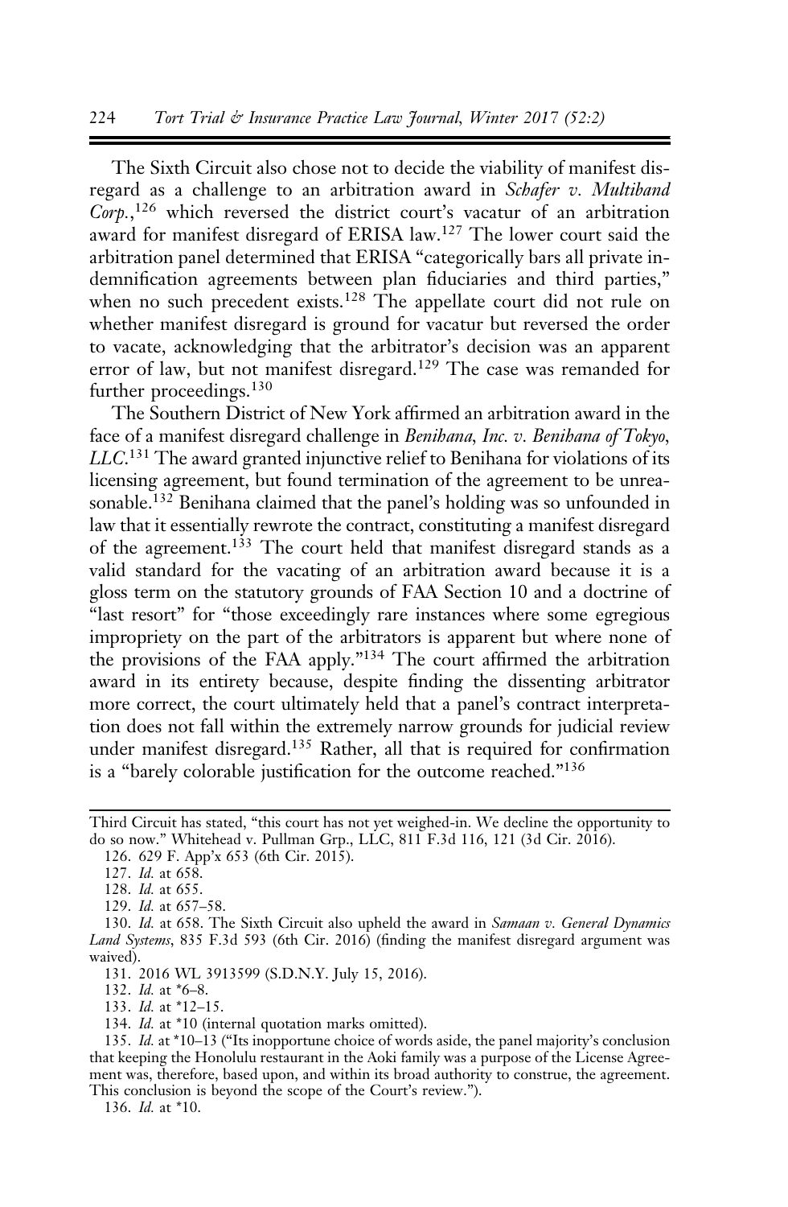The Sixth Circuit also chose not to decide the viability of manifest disregard as a challenge to an arbitration award in *Schafer v. Multiband Corp.*,[126] which reversed the district court's vacatur of an arbitration award for manifest disregard of ERISA law.[127] The lower court said the arbitration panel determined that ERISA "categorically bars all private indemnification agreements between plan fiduciaries and third parties," when no such precedent exists.[128] The appellate court did not rule on whether manifest disregard is ground for vacatur but reversed the order to vacate, acknowledging that the arbitrator's decision was an apparent error of law, but not manifest disregard.[129] The case was remanded for further proceedings.[130]

The Southern District of New York affirmed an arbitration award in the face of a manifest disregard challenge in *Benihana, Inc. v. Benihana of Tokyo, LLC*.[131] The award granted injunctive relief to Benihana for violations of its licensing agreement, but found termination of the agreement to be unreasonable.[132] Benihana claimed that the panel's holding was so unfounded in law that it essentially rewrote the contract, constituting a manifest disregard of the agreement.[133] The court held that manifest disregard stands as a valid standard for the vacating of an arbitration award because it is a gloss term on the statutory grounds of FAA Section 10 and a doctrine of "last resort" for "those exceedingly rare instances where some egregious impropriety on the part of the arbitrators is apparent but where none of the provisions of the FAA apply."[134] The court affirmed the arbitration award in its entirety because, despite finding the dissenting arbitrator more correct, the court ultimately held that a panel's contract interpretation does not fall within the extremely narrow grounds for judicial review under manifest disregard.[135] Rather, all that is required for confirmation is a "barely colorable justification for the outcome reached."[136]

---

Third Circuit has stated, "this court has not yet weighed-in. We decline the opportunity to do so now." Whitehead v. Pullman Grp., LLC, 811 F.3d 116, 121 (3d Cir. 2016).

126. 629 F. App'x 653 (6th Cir. 2015).

127. *Id.* at 658.

128. *Id.* at 655.

129. *Id.* at 657–58.

130. *Id.* at 658. The Sixth Circuit also upheld the award in *Samaan v. General Dynamics Land Systems*, 835 F.3d 593 (6th Cir. 2016) (finding the manifest disregard argument was waived).

131. 2016 WL 3913599 (S.D.N.Y. July 15, 2016).

132. *Id.* at *6–8.

133. *Id.* at *12–15.

134. *Id.* at *10 (internal quotation marks omitted).

135. *Id.* at *10–13 ("Its inopportune choice of words aside, the panel majority's conclusion that keeping the Honolulu restaurant in the Aoki family was a purpose of the License Agreement was, therefore, based upon, and within its broad authority to construe, the agreement. This conclusion is beyond the scope of the Court's review.").

136. *Id.* at *10.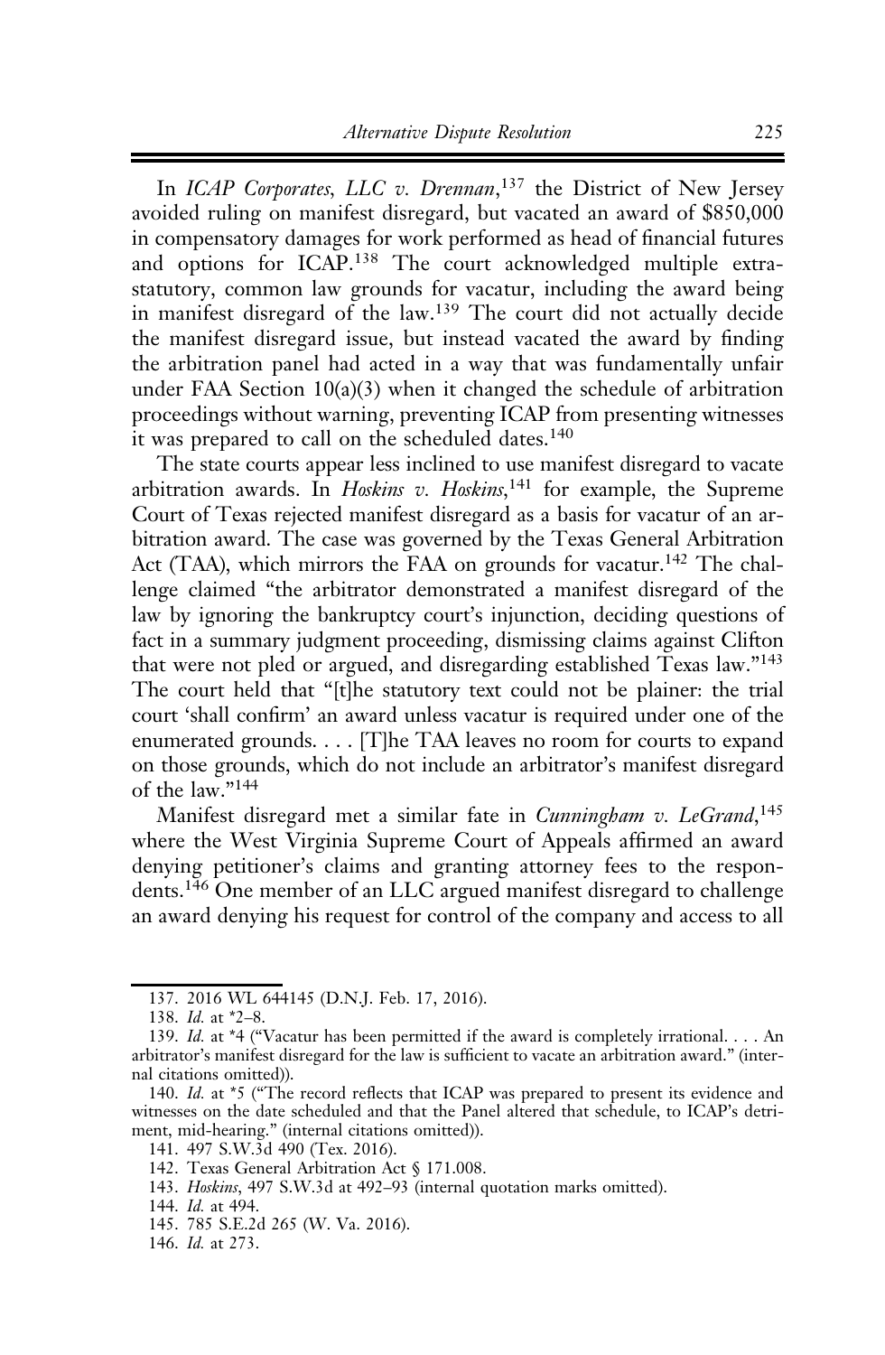In *ICAP Corporates, LLC v. Drennan*,[137] the District of New Jersey avoided ruling on manifest disregard, but vacated an award of $850,000 in compensatory damages for work performed as head of financial futures and options for ICAP.[138] The court acknowledged multiple extra-statutory, common law grounds for vacatur, including the award being in manifest disregard of the law.[139] The court did not actually decide the manifest disregard issue, but instead vacated the award by finding the arbitration panel had acted in a way that was fundamentally unfair under FAA Section 10(a)(3) when it changed the schedule of arbitration proceedings without warning, preventing ICAP from presenting witnesses it was prepared to call on the scheduled dates.[140]

The state courts appear less inclined to use manifest disregard to vacate arbitration awards. In *Hoskins v. Hoskins*,[141] for example, the Supreme Court of Texas rejected manifest disregard as a basis for vacatur of an arbitration award. The case was governed by the Texas General Arbitration Act (TAA), which mirrors the FAA on grounds for vacatur.[142] The challenge claimed "the arbitrator demonstrated a manifest disregard of the law by ignoring the bankruptcy court's injunction, deciding questions of fact in a summary judgment proceeding, dismissing claims against Clifton that were not pled or argued, and disregarding established Texas law."[143] The court held that "[t]he statutory text could not be plainer: the trial court 'shall confirm' an award unless vacatur is required under one of the enumerated grounds. . . . [T]he TAA leaves no room for courts to expand on those grounds, which do not include an arbitrator's manifest disregard of the law."[144]

Manifest disregard met a similar fate in *Cunningham v. LeGrand*,[145] where the West Virginia Supreme Court of Appeals affirmed an award denying petitioner's claims and granting attorney fees to the respondents.[146] One member of an LLC argued manifest disregard to challenge an award denying his request for control of the company and access to all

---

137. 2016 WL 644145 (D.N.J. Feb. 17, 2016).

138. *Id.* at *2–8.

139. *Id.* at *4 ("Vacatur has been permitted if the award is completely irrational. . . . An arbitrator's manifest disregard for the law is sufficient to vacate an arbitration award." (internal citations omitted)).

140. *Id.* at *5 ("The record reflects that ICAP was prepared to present its evidence and witnesses on the date scheduled and that the Panel altered that schedule, to ICAP's detriment, mid-hearing." (internal citations omitted)).

141. 497 S.W.3d 490 (Tex. 2016).

142. Texas General Arbitration Act § 171.008.

143. *Hoskins*, 497 S.W.3d at 492–93 (internal quotation marks omitted).

144. *Id.* at 494.

145. 785 S.E.2d 265 (W. Va. 2016).

146. *Id.* at 273.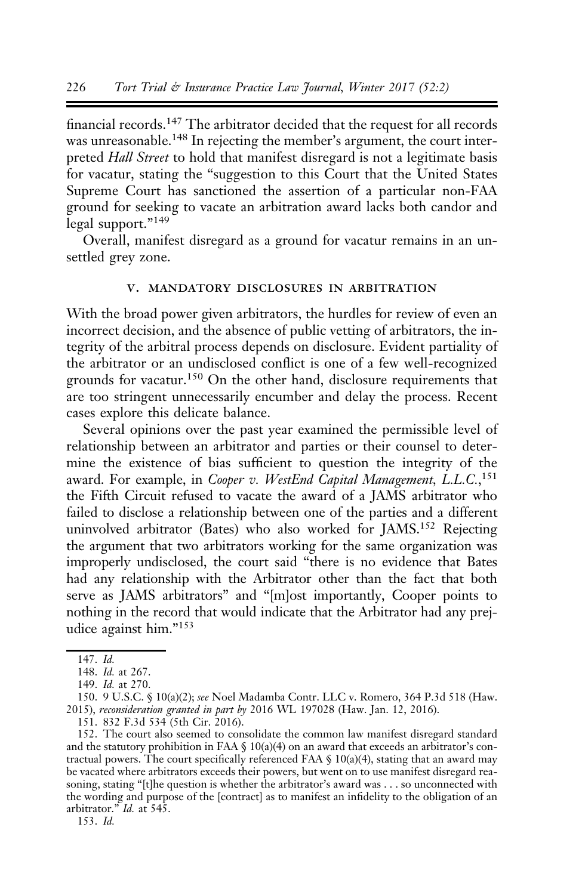financial records.[147] The arbitrator decided that the request for all records was unreasonable.[148] In rejecting the member's argument, the court interpreted *Hall Street* to hold that manifest disregard is not a legitimate basis for vacatur, stating the "suggestion to this Court that the United States Supreme Court has sanctioned the assertion of a particular non-FAA ground for seeking to vacate an arbitration award lacks both candor and legal support."[149]

Overall, manifest disregard as a ground for vacatur remains in an unsettled grey zone.

## V. MANDATORY DISCLOSURES IN ARBITRATION

With the broad power given arbitrators, the hurdles for review of even an incorrect decision, and the absence of public vetting of arbitrators, the integrity of the arbitral process depends on disclosure. Evident partiality of the arbitrator or an undisclosed conflict is one of a few well-recognized grounds for vacatur.[150] On the other hand, disclosure requirements that are too stringent unnecessarily encumber and delay the process. Recent cases explore this delicate balance.

Several opinions over the past year examined the permissible level of relationship between an arbitrator and parties or their counsel to determine the existence of bias sufficient to question the integrity of the award. For example, in *Cooper v. WestEnd Capital Management, L.L.C.*,[151] the Fifth Circuit refused to vacate the award of a JAMS arbitrator who failed to disclose a relationship between one of the parties and a different uninvolved arbitrator (Bates) who also worked for JAMS.[152] Rejecting the argument that two arbitrators working for the same organization was improperly undisclosed, the court said "there is no evidence that Bates had any relationship with the Arbitrator other than the fact that both serve as JAMS arbitrators" and "[m]ost importantly, Cooper points to nothing in the record that would indicate that the Arbitrator had any prejudice against him."[153]

---

147. *Id.*

148. *Id.* at 267.

149. *Id.* at 270.

150. 9 U.S.C. § 10(a)(2); *see* Noel Madamba Contr. LLC v. Romero, 364 P.3d 518 (Haw. 2015), *reconsideration granted in part by* 2016 WL 197028 (Haw. Jan. 12, 2016).

151. 832 F.3d 534 (5th Cir. 2016).

152. The court also seemed to consolidate the common law manifest disregard standard and the statutory prohibition in FAA § 10(a)(4) on an award that exceeds an arbitrator's contractual powers. The court specifically referenced FAA § 10(a)(4), stating that an award may be vacated where arbitrators exceeds their powers, but went on to use manifest disregard reasoning, stating "[t]he question is whether the arbitrator's award was . . . so unconnected with the wording and purpose of the [contract] as to manifest an infidelity to the obligation of an arbitrator." *Id.* at 545.

153. *Id.*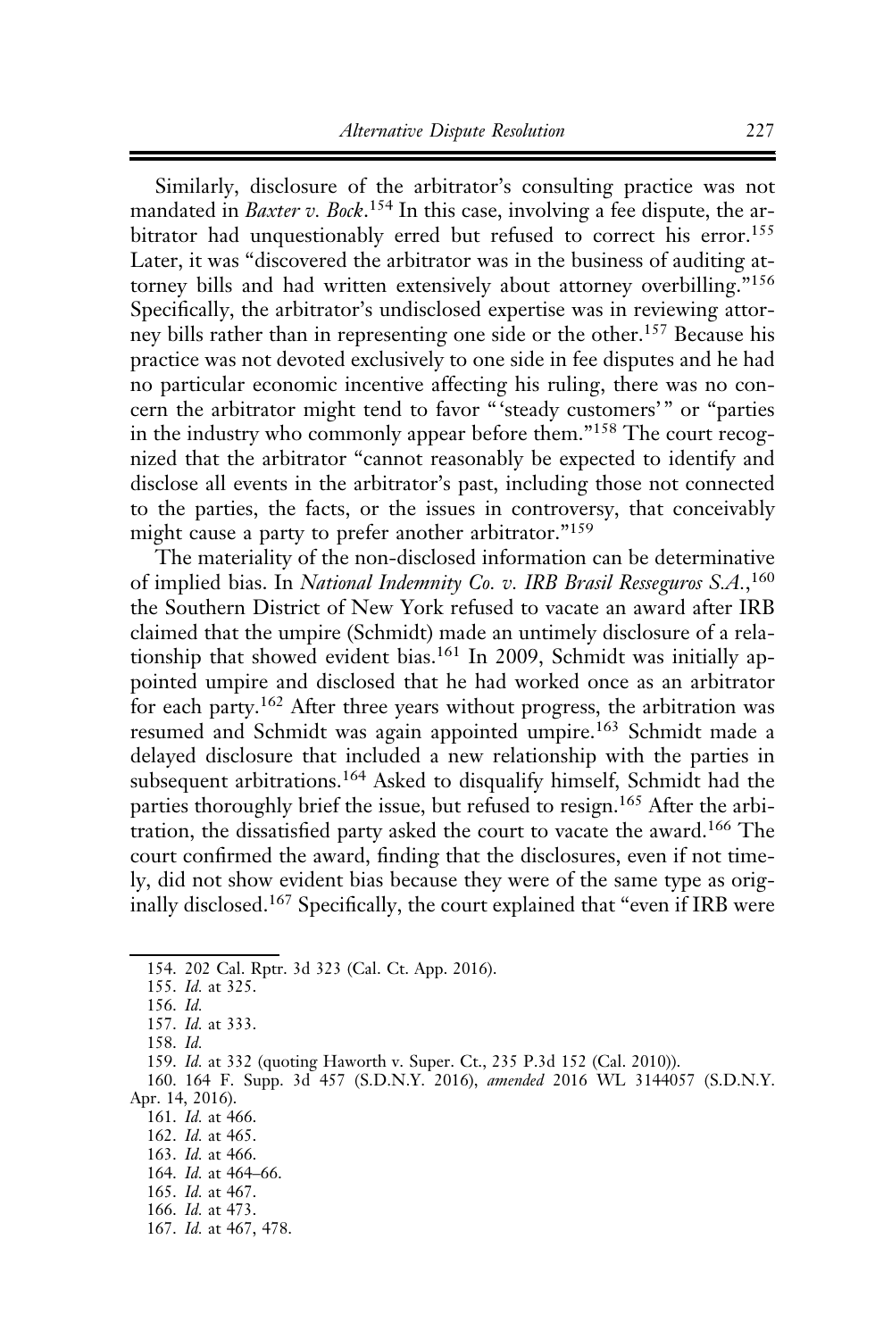Similarly, disclosure of the arbitrator's consulting practice was not mandated in *Baxter v. Bock*.[154] In this case, involving a fee dispute, the arbitrator had unquestionably erred but refused to correct his error.[155] Later, it was "discovered the arbitrator was in the business of auditing attorney bills and had written extensively about attorney overbilling."[156] Specifically, the arbitrator's undisclosed expertise was in reviewing attorney bills rather than in representing one side or the other.[157] Because his practice was not devoted exclusively to one side in fee disputes and he had no particular economic incentive affecting his ruling, there was no concern the arbitrator might tend to favor "'steady customers'" or "parties in the industry who commonly appear before them."[158] The court recognized that the arbitrator "cannot reasonably be expected to identify and disclose all events in the arbitrator's past, including those not connected to the parties, the facts, or the issues in controversy, that conceivably might cause a party to prefer another arbitrator."[159]

The materiality of the non-disclosed information can be determinative of implied bias. In *National Indemnity Co. v. IRB Brasil Resseguros S.A.*,[160] the Southern District of New York refused to vacate an award after IRB claimed that the umpire (Schmidt) made an untimely disclosure of a relationship that showed evident bias.[161] In 2009, Schmidt was initially appointed umpire and disclosed that he had worked once as an arbitrator for each party.[162] After three years without progress, the arbitration was resumed and Schmidt was again appointed umpire.[163] Schmidt made a delayed disclosure that included a new relationship with the parties in subsequent arbitrations.[164] Asked to disqualify himself, Schmidt had the parties thoroughly brief the issue, but refused to resign.[165] After the arbitration, the dissatisfied party asked the court to vacate the award.[166] The court confirmed the award, finding that the disclosures, even if not timely, did not show evident bias because they were of the same type as originally disclosed.[167] Specifically, the court explained that "even if IRB were

---

154. 202 Cal. Rptr. 3d 323 (Cal. Ct. App. 2016).

155. *Id.* at 325.

156. *Id.*

157. *Id.* at 333.

158. *Id.*

159. *Id.* at 332 (quoting Haworth v. Super. Ct., 235 P.3d 152 (Cal. 2010)).

160. 164 F. Supp. 3d 457 (S.D.N.Y. 2016), *amended* 2016 WL 3144057 (S.D.N.Y. Apr. 14, 2016).

161. *Id.* at 466.

162. *Id.* at 465.

163. *Id.* at 466.

164. *Id.* at 464–66.

165. *Id.* at 467.

166. *Id.* at 473.

167. *Id.* at 467, 478.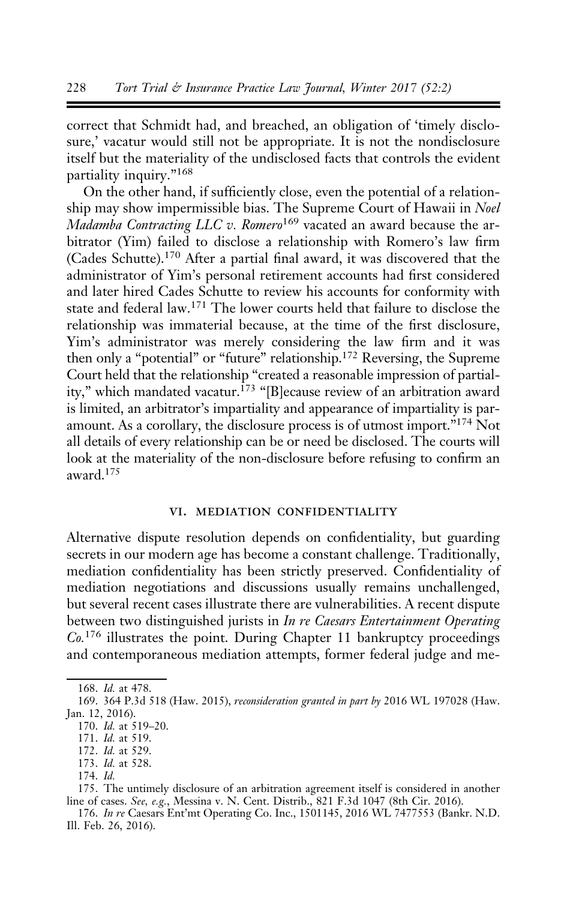correct that Schmidt had, and breached, an obligation of 'timely disclosure,' vacatur would still not be appropriate. It is not the nondisclosure itself but the materiality of the undisclosed facts that controls the evident partiality inquiry."[168]

On the other hand, if sufficiently close, even the potential of a relationship may show impermissible bias. The Supreme Court of Hawaii in *Noel Madamba Contracting LLC v. Romero*[169] vacated an award because the arbitrator (Yim) failed to disclose a relationship with Romero's law firm (Cades Schutte).[170] After a partial final award, it was discovered that the administrator of Yim's personal retirement accounts had first considered and later hired Cades Schutte to review his accounts for conformity with state and federal law.[171] The lower courts held that failure to disclose the relationship was immaterial because, at the time of the first disclosure, Yim's administrator was merely considering the law firm and it was then only a "potential" or "future" relationship.[172] Reversing, the Supreme Court held that the relationship "created a reasonable impression of partiality," which mandated vacatur.[173] "[B]ecause review of an arbitration award is limited, an arbitrator's impartiality and appearance of impartiality is paramount. As a corollary, the disclosure process is of utmost import."[174] Not all details of every relationship can be or need be disclosed. The courts will look at the materiality of the non-disclosure before refusing to confirm an award.[175]

## VI. MEDIATION CONFIDENTIALITY

Alternative dispute resolution depends on confidentiality, but guarding secrets in our modern age has become a constant challenge. Traditionally, mediation confidentiality has been strictly preserved. Confidentiality of mediation negotiations and discussions usually remains unchallenged, but several recent cases illustrate there are vulnerabilities. A recent dispute between two distinguished jurists in *In re Caesars Entertainment Operating Co.*[176] illustrates the point. During Chapter 11 bankruptcy proceedings and contemporaneous mediation attempts, former federal judge and me-

---

168. *Id.* at 478.

169. 364 P.3d 518 (Haw. 2015), *reconsideration granted in part by* 2016 WL 197028 (Haw. Jan. 12, 2016).

170. *Id.* at 519–20.

171. *Id.* at 519.

172. *Id.* at 529.

173. *Id.* at 528.

174. *Id.*

175. The untimely disclosure of an arbitration agreement itself is considered in another line of cases. *See, e.g.*, Messina v. N. Cent. Distrib., 821 F.3d 1047 (8th Cir. 2016).

176. *In re* Caesars Ent'mt Operating Co. Inc., 1501145, 2016 WL 7477553 (Bankr. N.D. Ill. Feb. 26, 2016).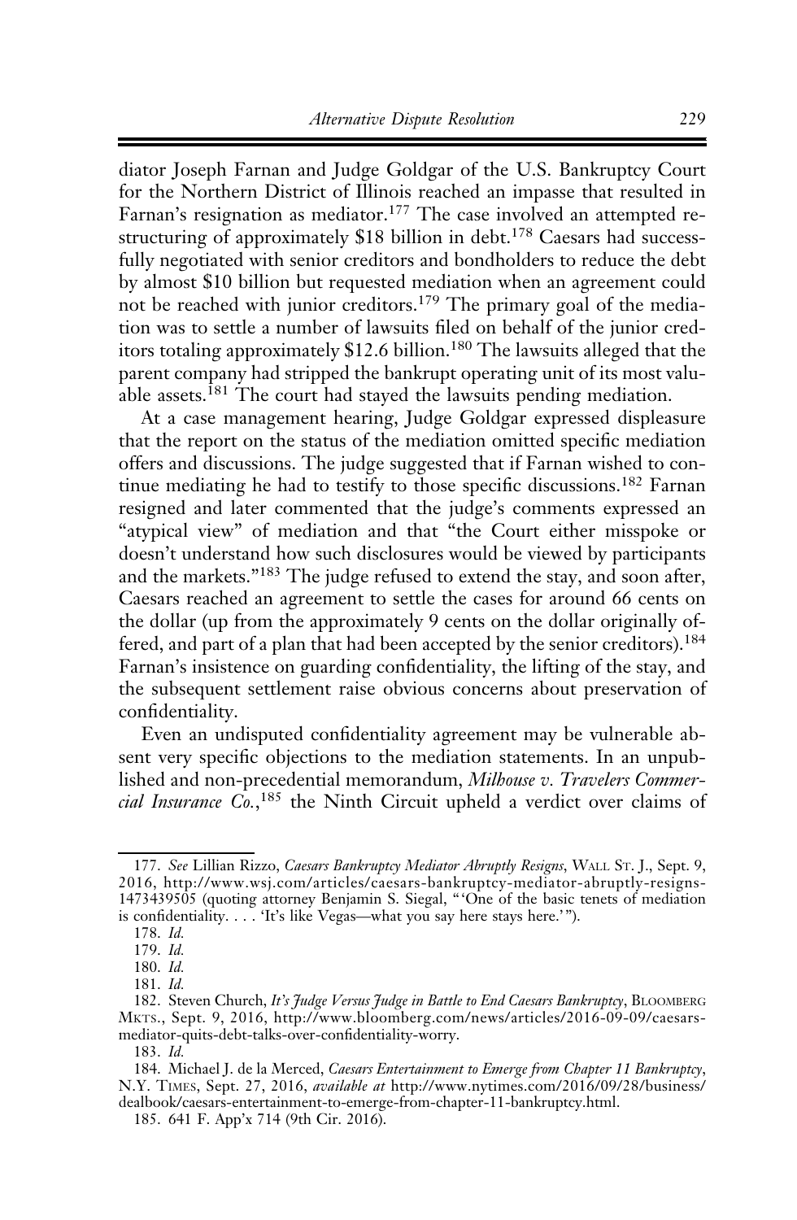diator Joseph Farnan and Judge Goldgar of the U.S. Bankruptcy Court for the Northern District of Illinois reached an impasse that resulted in Farnan's resignation as mediator.[177] The case involved an attempted restructuring of approximately $18 billion in debt.[178] Caesars had successfully negotiated with senior creditors and bondholders to reduce the debt by almost $10 billion but requested mediation when an agreement could not be reached with junior creditors.[179] The primary goal of the mediation was to settle a number of lawsuits filed on behalf of the junior creditors totaling approximately $12.6 billion.[180] The lawsuits alleged that the parent company had stripped the bankrupt operating unit of its most valuable assets.[181] The court had stayed the lawsuits pending mediation.

At a case management hearing, Judge Goldgar expressed displeasure that the report on the status of the mediation omitted specific mediation offers and discussions. The judge suggested that if Farnan wished to continue mediating he had to testify to those specific discussions.[182] Farnan resigned and later commented that the judge's comments expressed an "atypical view" of mediation and that "the Court either misspoke or doesn't understand how such disclosures would be viewed by participants and the markets."[183] The judge refused to extend the stay, and soon after, Caesars reached an agreement to settle the cases for around 66 cents on the dollar (up from the approximately 9 cents on the dollar originally offered, and part of a plan that had been accepted by the senior creditors).[184] Farnan's insistence on guarding confidentiality, the lifting of the stay, and the subsequent settlement raise obvious concerns about preservation of confidentiality.

Even an undisputed confidentiality agreement may be vulnerable absent very specific objections to the mediation statements. In an unpublished and non-precedential memorandum, *Milhouse v. Travelers Commercial Insurance Co.*,[185] the Ninth Circuit upheld a verdict over claims of

---

177. *See* Lillian Rizzo, *Caesars Bankruptcy Mediator Abruptly Resigns*, Wall St. J., Sept. 9, 2016, http://www.wsj.com/articles/caesars-bankruptcy-mediator-abruptly-resigns-1473439505 (quoting attorney Benjamin S. Siegal, "'One of the basic tenets of mediation is confidentiality. . . . 'It's like Vegas—what you say here stays here.'").

178. *Id.*

179. *Id.*

180. *Id.*

181. *Id.*

182. Steven Church, *It's Judge Versus Judge in Battle to End Caesars Bankruptcy*, Bloomberg Mkts., Sept. 9, 2016, http://www.bloomberg.com/news/articles/2016-09-09/caesars-mediator-quits-debt-talks-over-confidentiality-worry.

183. *Id.*

184. Michael J. de la Merced, *Caesars Entertainment to Emerge from Chapter 11 Bankruptcy*, N.Y. Times, Sept. 27, 2016, *available at* http://www.nytimes.com/2016/09/28/business/dealbook/caesars-entertainment-to-emerge-from-chapter-11-bankruptcy.html.

185. 641 F. App'x 714 (9th Cir. 2016).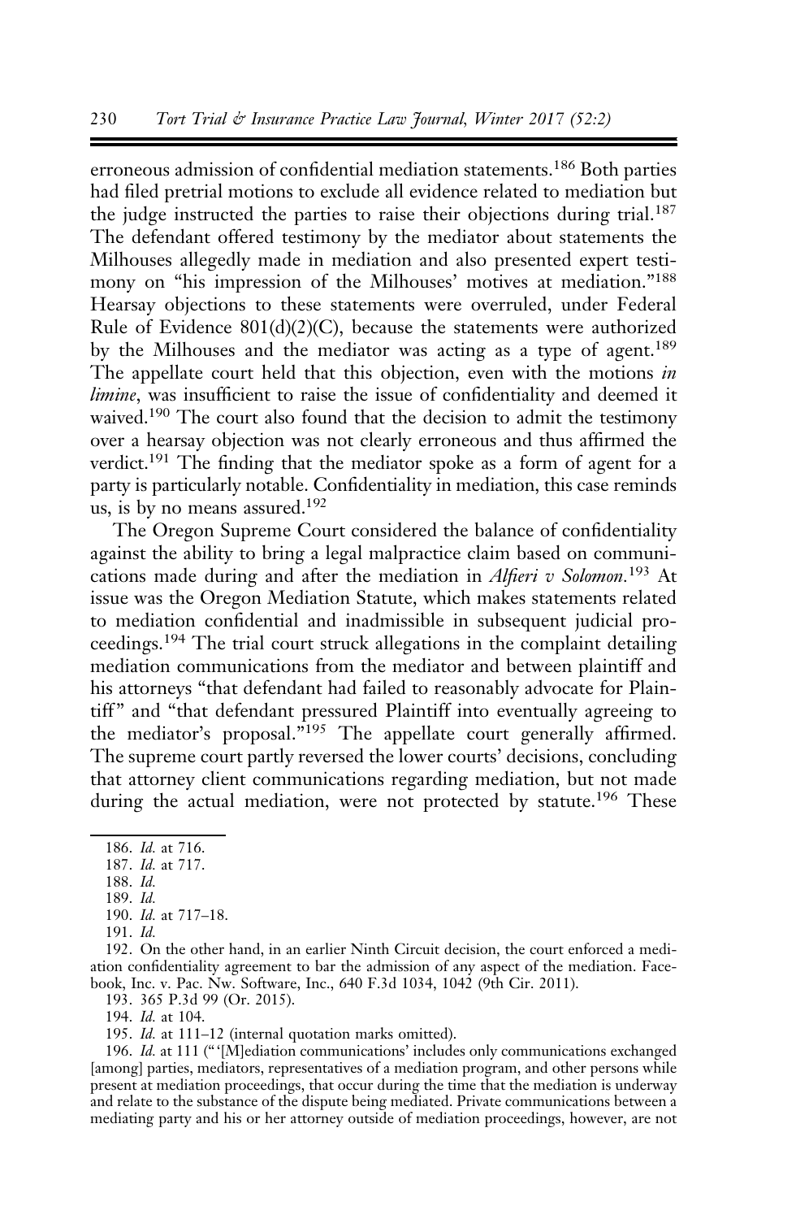erroneous admission of confidential mediation statements.[186] Both parties had filed pretrial motions to exclude all evidence related to mediation but the judge instructed the parties to raise their objections during trial.[187] The defendant offered testimony by the mediator about statements the Milhouses allegedly made in mediation and also presented expert testimony on "his impression of the Milhouses' motives at mediation."[188] Hearsay objections to these statements were overruled, under Federal Rule of Evidence 801(d)(2)(C), because the statements were authorized by the Milhouses and the mediator was acting as a type of agent.[189] The appellate court held that this objection, even with the motions *in limine*, was insufficient to raise the issue of confidentiality and deemed it waived.[190] The court also found that the decision to admit the testimony over a hearsay objection was not clearly erroneous and thus affirmed the verdict.[191] The finding that the mediator spoke as a form of agent for a party is particularly notable. Confidentiality in mediation, this case reminds us, is by no means assured.[192]

The Oregon Supreme Court considered the balance of confidentiality against the ability to bring a legal malpractice claim based on communications made during and after the mediation in *Alfieri v Solomon*.[193] At issue was the Oregon Mediation Statute, which makes statements related to mediation confidential and inadmissible in subsequent judicial proceedings.[194] The trial court struck allegations in the complaint detailing mediation communications from the mediator and between plaintiff and his attorneys "that defendant had failed to reasonably advocate for Plaintiff" and "that defendant pressured Plaintiff into eventually agreeing to the mediator's proposal."[195] The appellate court generally affirmed. The supreme court partly reversed the lower courts' decisions, concluding that attorney client communications regarding mediation, but not made during the actual mediation, were not protected by statute.[196] These

186. *Id.* at 716.

187. *Id.* at 717.

188. *Id.*

189. *Id.*

190. *Id.* at 717–18.

191. *Id.*

192. On the other hand, in an earlier Ninth Circuit decision, the court enforced a mediation confidentiality agreement to bar the admission of any aspect of the mediation. Facebook, Inc. v. Pac. Nw. Software, Inc., 640 F.3d 1034, 1042 (9th Cir. 2011).

193. 365 P.3d 99 (Or. 2015).

194. *Id.* at 104.

195. *Id.* at 111–12 (internal quotation marks omitted).

196. *Id.* at 111 ("'[M]ediation communications' includes only communications exchanged [among] parties, mediators, representatives of a mediation program, and other persons while present at mediation proceedings, that occur during the time that the mediation is underway and relate to the substance of the dispute being mediated. Private communications between a mediating party and his or her attorney outside of mediation proceedings, however, are not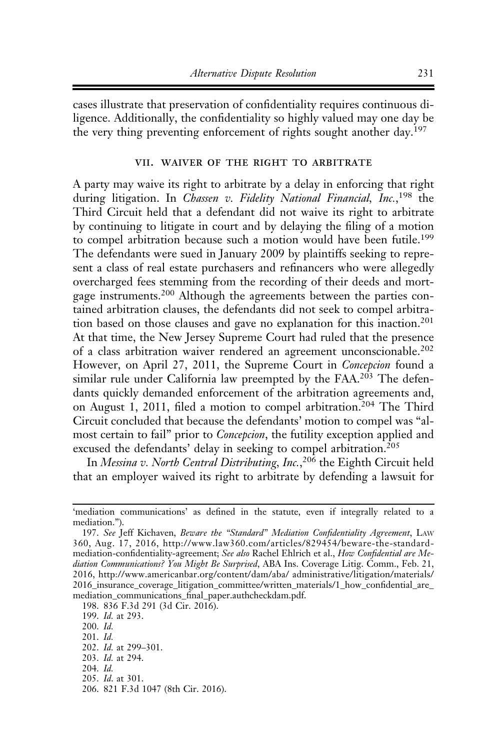cases illustrate that preservation of confidentiality requires continuous diligence. Additionally, the confidentiality so highly valued may one day be the very thing preventing enforcement of rights sought another day.[197]

## VII. WAIVER OF THE RIGHT TO ARBITRATE

A party may waive its right to arbitrate by a delay in enforcing that right during litigation. In *Chassen v. Fidelity National Financial, Inc.*,[198] the Third Circuit held that a defendant did not waive its right to arbitrate by continuing to litigate in court and by delaying the filing of a motion to compel arbitration because such a motion would have been futile.[199] The defendants were sued in January 2009 by plaintiffs seeking to represent a class of real estate purchasers and refinancers who were allegedly overcharged fees stemming from the recording of their deeds and mortgage instruments.[200] Although the agreements between the parties contained arbitration clauses, the defendants did not seek to compel arbitration based on those clauses and gave no explanation for this inaction.[201] At that time, the New Jersey Supreme Court had ruled that the presence of a class arbitration waiver rendered an agreement unconscionable.[202] However, on April 27, 2011, the Supreme Court in *Concepcion* found a similar rule under California law preempted by the FAA.[203] The defendants quickly demanded enforcement of the arbitration agreements and, on August 1, 2011, filed a motion to compel arbitration.[204] The Third Circuit concluded that because the defendants' motion to compel was "almost certain to fail" prior to *Concepcion*, the futility exception applied and excused the defendants' delay in seeking to compel arbitration.[205]

In *Messina v. North Central Distributing, Inc.*,[206] the Eighth Circuit held that an employer waived its right to arbitrate by defending a lawsuit for

---

'mediation communications' as defined in the statute, even if integrally related to a mediation.").

197. *See* Jeff Kichaven, *Beware the "Standard" Mediation Confidentiality Agreement*, Law 360, Aug. 17, 2016, http://www.law360.com/articles/829454/beware-the-standard-mediation-confidentiality-agreement; *See also* Rachel Ehlrich et al., *How Confidential are Mediation Communications? You Might Be Surprised*, ABA Ins. Coverage Litig. Comm., Feb. 21, 2016, http://www.americanbar.org/content/dam/aba/ administrative/litigation/materials/ 2016_insurance_coverage_litigation_committee/written_materials/1_how_confidential_are_ mediation_communications_final_paper.authcheckdam.pdf.

198. 836 F.3d 291 (3d Cir. 2016).

199. *Id.* at 293.

200. *Id.*

201. *Id.*

202. *Id.* at 299–301.

203. *Id.* at 294.

204. *Id.*

205. *Id.* at 301.

206. 821 F.3d 1047 (8th Cir. 2016).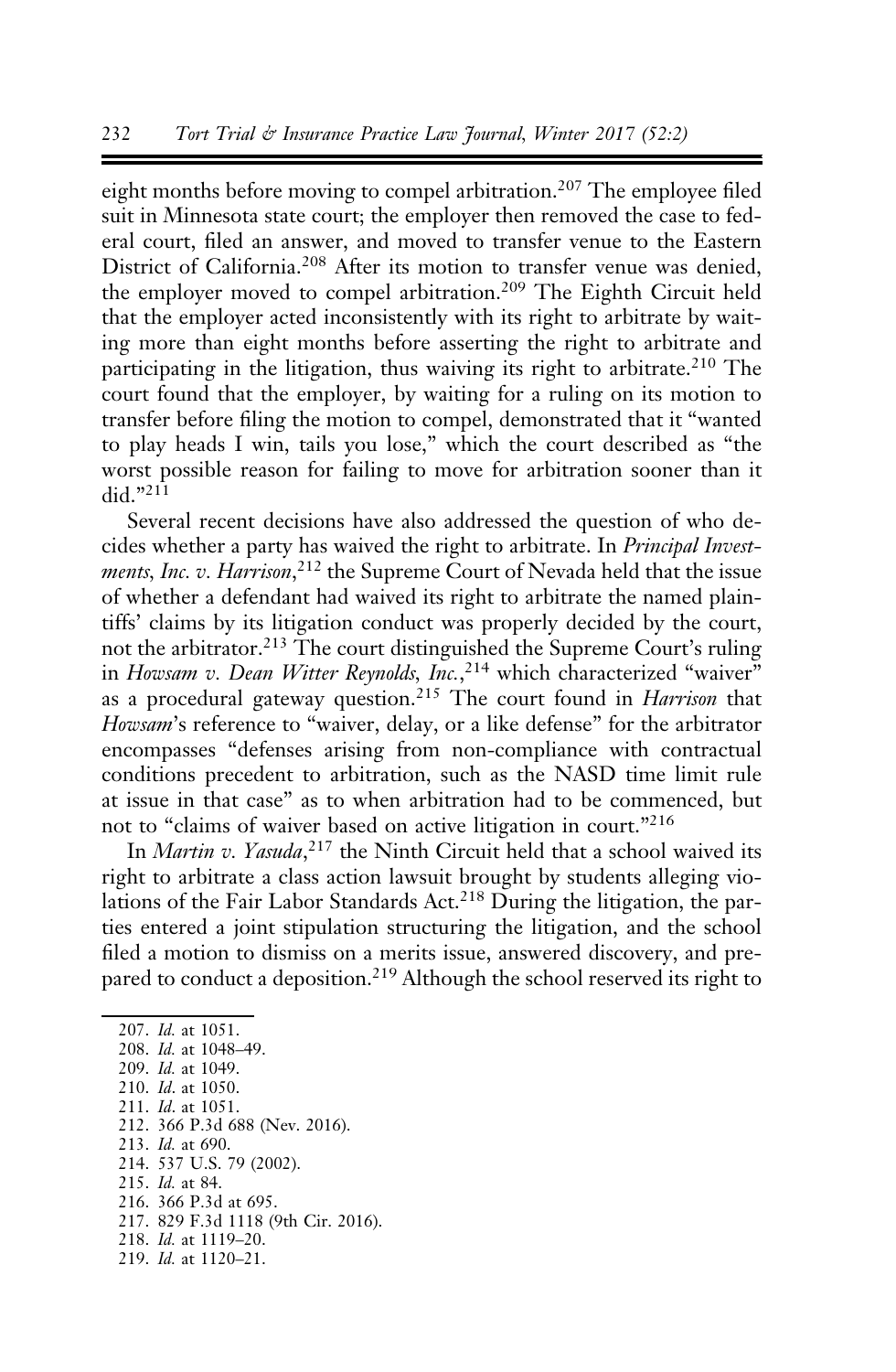eight months before moving to compel arbitration.[207] The employee filed suit in Minnesota state court; the employer then removed the case to federal court, filed an answer, and moved to transfer venue to the Eastern District of California.[208] After its motion to transfer venue was denied, the employer moved to compel arbitration.[209] The Eighth Circuit held that the employer acted inconsistently with its right to arbitrate by waiting more than eight months before asserting the right to arbitrate and participating in the litigation, thus waiving its right to arbitrate.[210] The court found that the employer, by waiting for a ruling on its motion to transfer before filing the motion to compel, demonstrated that it "wanted to play heads I win, tails you lose," which the court described as "the worst possible reason for failing to move for arbitration sooner than it did."[211]

Several recent decisions have also addressed the question of who decides whether a party has waived the right to arbitrate. In *Principal Investments, Inc. v. Harrison*,[212] the Supreme Court of Nevada held that the issue of whether a defendant had waived its right to arbitrate the named plaintiffs' claims by its litigation conduct was properly decided by the court, not the arbitrator.[213] The court distinguished the Supreme Court's ruling in *Howsam v. Dean Witter Reynolds, Inc.*,[214] which characterized "waiver" as a procedural gateway question.[215] The court found in *Harrison* that *Howsam*'s reference to "waiver, delay, or a like defense" for the arbitrator encompasses "defenses arising from non-compliance with contractual conditions precedent to arbitration, such as the NASD time limit rule at issue in that case" as to when arbitration had to be commenced, but not to "claims of waiver based on active litigation in court."[216]

In *Martin v. Yasuda*,[217] the Ninth Circuit held that a school waived its right to arbitrate a class action lawsuit brought by students alleging violations of the Fair Labor Standards Act.[218] During the litigation, the parties entered a joint stipulation structuring the litigation, and the school filed a motion to dismiss on a merits issue, answered discovery, and prepared to conduct a deposition.[219] Although the school reserved its right to

207. *Id.* at 1051.
208. *Id.* at 1048–49.
209. *Id.* at 1049.
210. *Id*. at 1050.
211. *Id*. at 1051.
212. 366 P.3d 688 (Nev. 2016).
213. *Id.* at 690.
214. 537 U.S. 79 (2002).
215. *Id.* at 84.
216. 366 P.3d at 695.
217. 829 F.3d 1118 (9th Cir. 2016).
218. *Id.* at 1119–20.
219. *Id.* at 1120–21.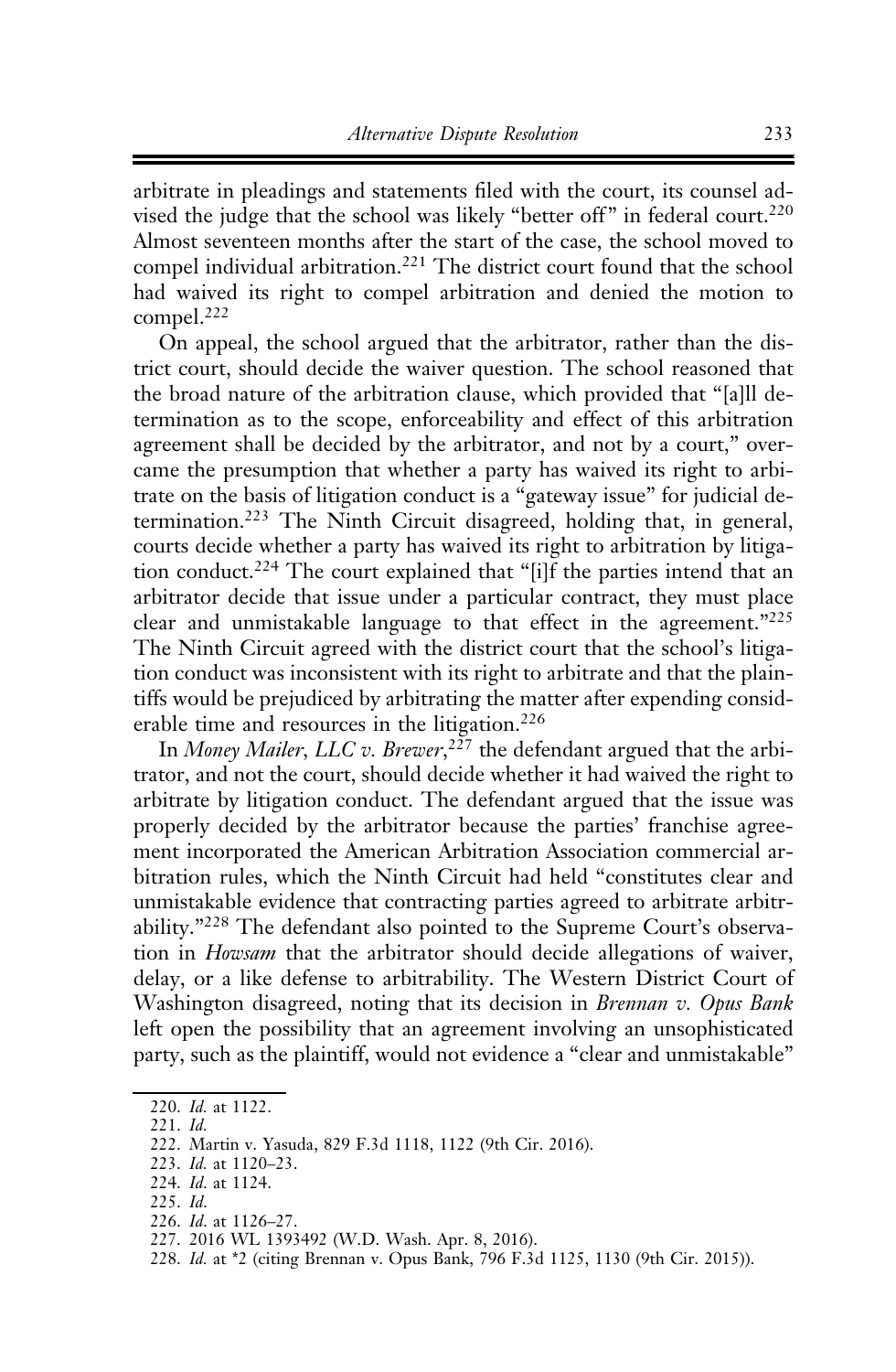arbitrate in pleadings and statements filed with the court, its counsel advised the judge that the school was likely "better off" in federal court.[220] Almost seventeen months after the start of the case, the school moved to compel individual arbitration.[221] The district court found that the school had waived its right to compel arbitration and denied the motion to compel.[222]

On appeal, the school argued that the arbitrator, rather than the district court, should decide the waiver question. The school reasoned that the broad nature of the arbitration clause, which provided that "[a]ll determination as to the scope, enforceability and effect of this arbitration agreement shall be decided by the arbitrator, and not by a court," overcame the presumption that whether a party has waived its right to arbitrate on the basis of litigation conduct is a "gateway issue" for judicial determination.[223] The Ninth Circuit disagreed, holding that, in general, courts decide whether a party has waived its right to arbitration by litigation conduct.[224] The court explained that "[i]f the parties intend that an arbitrator decide that issue under a particular contract, they must place clear and unmistakable language to that effect in the agreement."[225] The Ninth Circuit agreed with the district court that the school's litigation conduct was inconsistent with its right to arbitrate and that the plaintiffs would be prejudiced by arbitrating the matter after expending considerable time and resources in the litigation.[226]

In *Money Mailer, LLC v. Brewer*,[227] the defendant argued that the arbitrator, and not the court, should decide whether it had waived the right to arbitrate by litigation conduct. The defendant argued that the issue was properly decided by the arbitrator because the parties' franchise agreement incorporated the American Arbitration Association commercial arbitration rules, which the Ninth Circuit had held "constitutes clear and unmistakable evidence that contracting parties agreed to arbitrate arbitrability."[228] The defendant also pointed to the Supreme Court's observation in *Howsam* that the arbitrator should decide allegations of waiver, delay, or a like defense to arbitrability. The Western District Court of Washington disagreed, noting that its decision in *Brennan v. Opus Bank* left open the possibility that an agreement involving an unsophisticated party, such as the plaintiff, would not evidence a "clear and unmistakable"

---

220. *Id.* at 1122.

221. *Id.*

222. Martin v. Yasuda, 829 F.3d 1118, 1122 (9th Cir. 2016).

223. *Id.* at 1120–23.

224. *Id.* at 1124.

225. *Id.*

226. *Id.* at 1126–27.

227. 2016 WL 1393492 (W.D. Wash. Apr. 8, 2016).

228. *Id.* at *2 (citing Brennan v. Opus Bank, 796 F.3d 1125, 1130 (9th Cir. 2015)).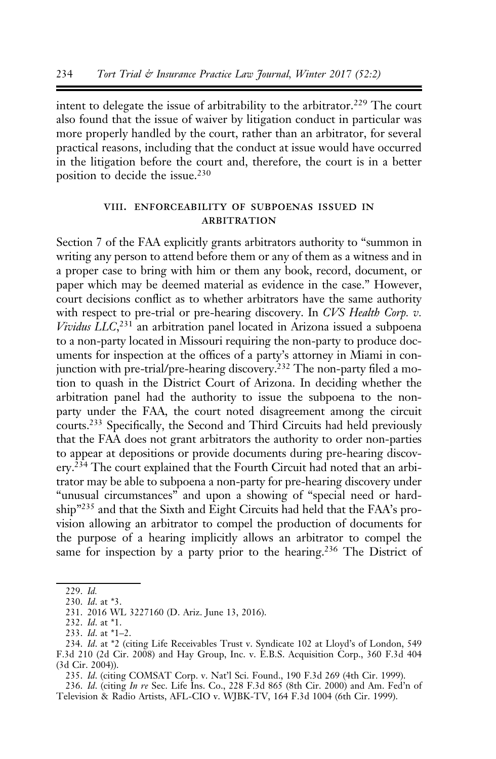intent to delegate the issue of arbitrability to the arbitrator.[229] The court also found that the issue of waiver by litigation conduct in particular was more properly handled by the court, rather than an arbitrator, for several practical reasons, including that the conduct at issue would have occurred in the litigation before the court and, therefore, the court is in a better position to decide the issue.[230]

## VIII. ENFORCEABILITY OF SUBPOENAS ISSUED IN ARBITRATION

Section 7 of the FAA explicitly grants arbitrators authority to "summon in writing any person to attend before them or any of them as a witness and in a proper case to bring with him or them any book, record, document, or paper which may be deemed material as evidence in the case." However, court decisions conflict as to whether arbitrators have the same authority with respect to pre-trial or pre-hearing discovery. In *CVS Health Corp. v. Vividus LLC*,[231] an arbitration panel located in Arizona issued a subpoena to a non-party located in Missouri requiring the non-party to produce documents for inspection at the offices of a party's attorney in Miami in conjunction with pre-trial/pre-hearing discovery.[232] The non-party filed a motion to quash in the District Court of Arizona. In deciding whether the arbitration panel had the authority to issue the subpoena to the non-party under the FAA, the court noted disagreement among the circuit courts.[233] Specifically, the Second and Third Circuits had held previously that the FAA does not grant arbitrators the authority to order non-parties to appear at depositions or provide documents during pre-hearing discovery.[234] The court explained that the Fourth Circuit had noted that an arbitrator may be able to subpoena a non-party for pre-hearing discovery under "unusual circumstances" and upon a showing of "special need or hardship"[235] and that the Sixth and Eight Circuits had held that the FAA's provision allowing an arbitrator to compel the production of documents for the purpose of a hearing implicitly allows an arbitrator to compel the same for inspection by a party prior to the hearing.[236] The District of

---

229. *Id.*

230. *Id.* at *3.

231. 2016 WL 3227160 (D. Ariz. June 13, 2016).

232. *Id.* at *1.

233. *Id.* at *1–2.

234. *Id.* at *2 (citing Life Receivables Trust v. Syndicate 102 at Lloyd's of London, 549 F.3d 210 (2d Cir. 2008) and Hay Group, Inc. v. E.B.S. Acquisition Corp., 360 F.3d 404 (3d Cir. 2004)).

235. *Id.* (citing COMSAT Corp. v. Nat'l Sci. Found., 190 F.3d 269 (4th Cir. 1999).

236. *Id.* (citing *In re* Sec. Life Ins. Co., 228 F.3d 865 (8th Cir. 2000) and Am. Fed'n of Television & Radio Artists, AFL-CIO v. WJBK-TV, 164 F.3d 1004 (6th Cir. 1999).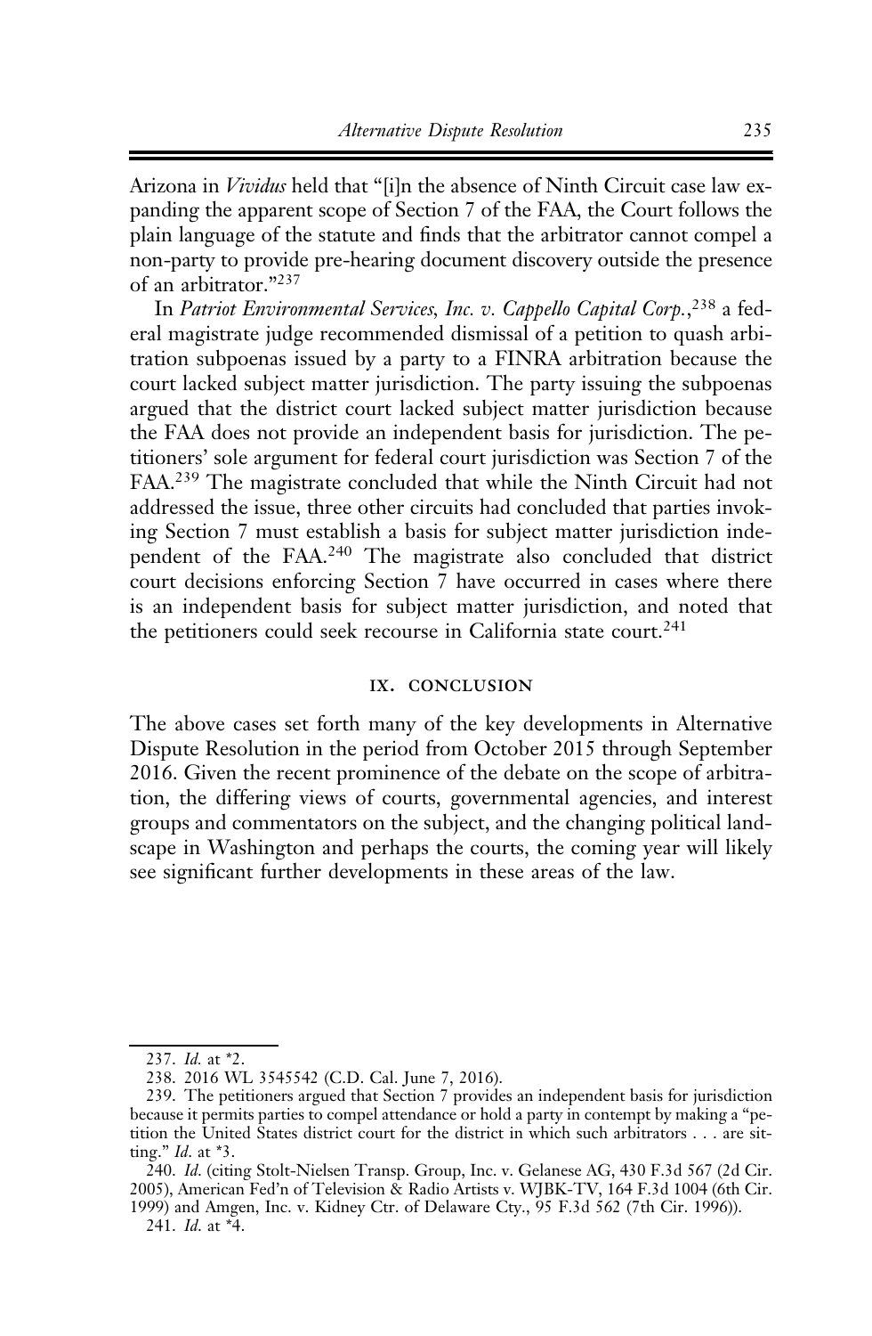Arizona in *Vividus* held that "[i]n the absence of Ninth Circuit case law expanding the apparent scope of Section 7 of the FAA, the Court follows the plain language of the statute and finds that the arbitrator cannot compel a non-party to provide pre-hearing document discovery outside the presence of an arbitrator."[237]

In *Patriot Environmental Services, Inc. v. Cappello Capital Corp.*,[238] a federal magistrate judge recommended dismissal of a petition to quash arbitration subpoenas issued by a party to a FINRA arbitration because the court lacked subject matter jurisdiction. The party issuing the subpoenas argued that the district court lacked subject matter jurisdiction because the FAA does not provide an independent basis for jurisdiction. The petitioners' sole argument for federal court jurisdiction was Section 7 of the FAA.[239] The magistrate concluded that while the Ninth Circuit had not addressed the issue, three other circuits had concluded that parties invoking Section 7 must establish a basis for subject matter jurisdiction independent of the FAA.[240] The magistrate also concluded that district court decisions enforcing Section 7 have occurred in cases where there is an independent basis for subject matter jurisdiction, and noted that the petitioners could seek recourse in California state court.[241]

## IX. CONCLUSION

The above cases set forth many of the key developments in Alternative Dispute Resolution in the period from October 2015 through September 2016. Given the recent prominence of the debate on the scope of arbitration, the differing views of courts, governmental agencies, and interest groups and commentators on the subject, and the changing political landscape in Washington and perhaps the courts, the coming year will likely see significant further developments in these areas of the law.

---

237. *Id.* at *2.

238. 2016 WL 3545542 (C.D. Cal. June 7, 2016).

239. The petitioners argued that Section 7 provides an independent basis for jurisdiction because it permits parties to compel attendance or hold a party in contempt by making a "petition the United States district court for the district in which such arbitrators . . . are sitting." *Id.* at *3.

240. *Id.* (citing Stolt-Nielsen Transp. Group, Inc. v. Gelanese AG, 430 F.3d 567 (2d Cir. 2005), American Fed'n of Television & Radio Artists v. WJBK-TV, 164 F.3d 1004 (6th Cir. 1999) and Amgen, Inc. v. Kidney Ctr. of Delaware Cty., 95 F.3d 562 (7th Cir. 1996)).

241. *Id.* at *4.